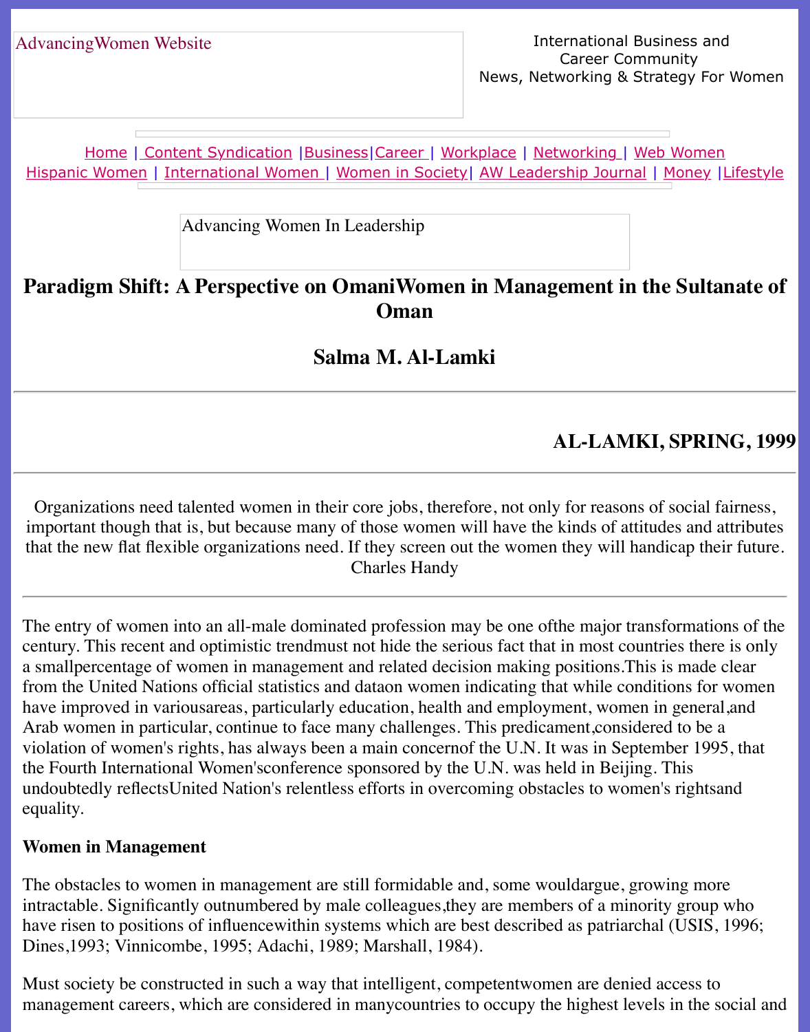AdvancingWomen Website

International Business and Career Community
News, Networking & Strategy For Women

Home | Content Syndication |Business|Career | Workplace | Networking | Web Women
Hispanic Women | International Women | Women in Society| AW Leadership Journal | Money |Lifestyle

Advancing Women In Leadership

# Paradigm Shift: A Perspective on OmaniWomen in Management in the Sultanate of Oman

## Salma M. Al-Lamki

**AL-LAMKI, SPRING, 1999**

---

Organizations need talented women in their core jobs, therefore, not only for reasons of social fairness, important though that is, but because many of those women will have the kinds of attitudes and attributes that the new flat flexible organizations need. If they screen out the women they will handicap their future.
Charles Handy

---

The entry of women into an all-male dominated profession may be one ofthe major transformations of the century. This recent and optimistic trendmust not hide the serious fact that in most countries there is only a smallpercentage of women in management and related decision making positions.This is made clear from the United Nations official statistics and dataon women indicating that while conditions for women have improved in variousareas, particularly education, health and employment, women in general,and Arab women in particular, continue to face many challenges. This predicament,considered to be a violation of women's rights, has always been a main concernof the U.N. It was in September 1995, that the Fourth International Women'sconference sponsored by the U.N. was held in Beijing. This undoubtedly reflectsUnited Nation's relentless efforts in overcoming obstacles to women's rightsand equality.

**Women in Management**

The obstacles to women in management are still formidable and, some wouldargue, growing more intractable. Significantly outnumbered by male colleagues,they are members of a minority group who have risen to positions of influencewithin systems which are best described as patriarchal (USIS, 1996; Dines,1993; Vinnicombe, 1995; Adachi, 1989; Marshall, 1984).

Must society be constructed in such a way that intelligent, competentwomen are denied access to management careers, which are considered in manycountries to occupy the highest levels in the social and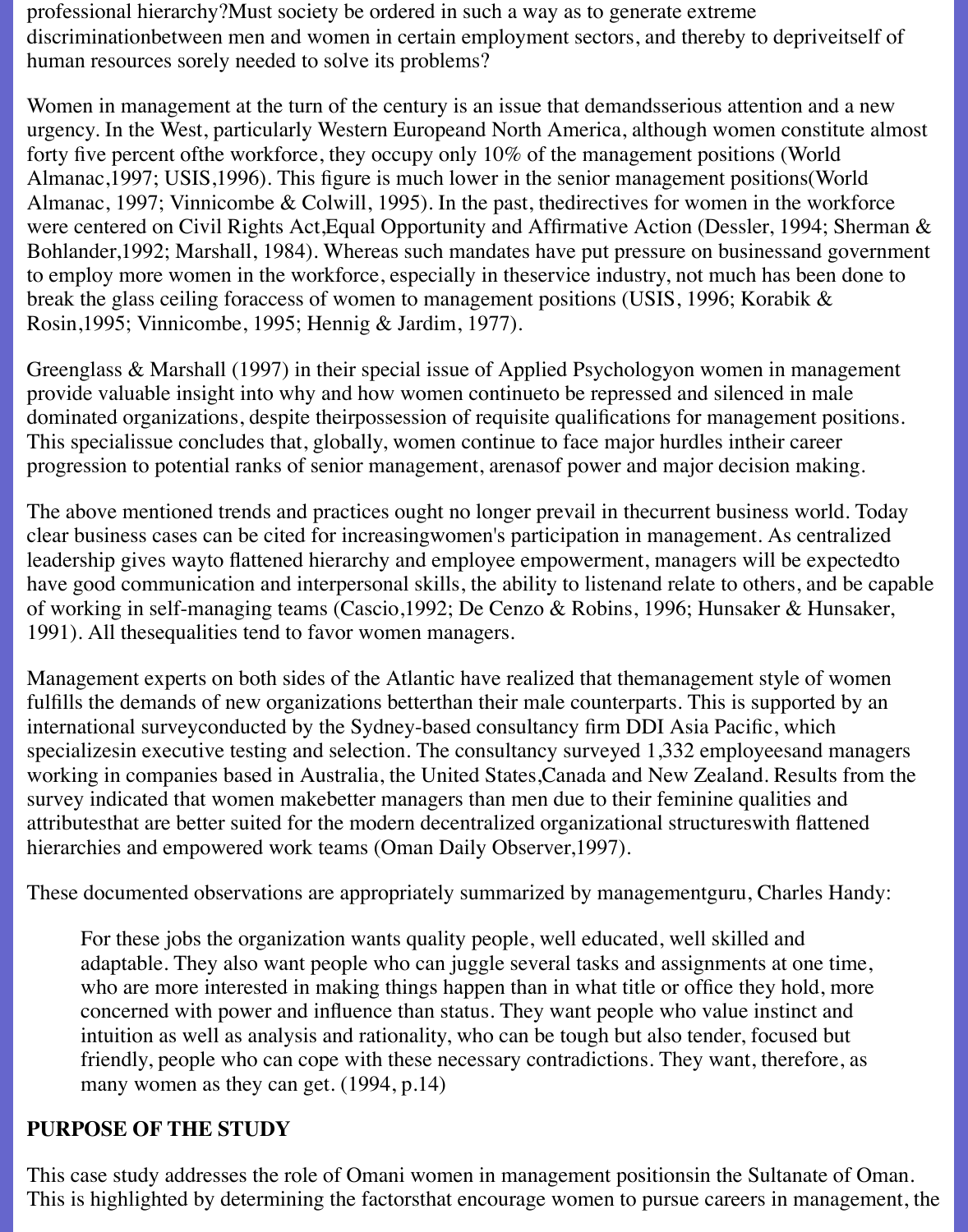professional hierarchy?Must society be ordered in such a way as to generate extreme discriminationbetween men and women in certain employment sectors, and thereby to depriveitself of human resources sorely needed to solve its problems?

Women in management at the turn of the century is an issue that demandsserious attention and a new urgency. In the West, particularly Western Europeand North America, although women constitute almost forty five percent ofthe workforce, they occupy only 10% of the management positions (World Almanac,1997; USIS,1996). This figure is much lower in the senior management positions(World Almanac, 1997; Vinnicombe & Colwill, 1995). In the past, thedirectives for women in the workforce were centered on Civil Rights Act,Equal Opportunity and Affirmative Action (Dessler, 1994; Sherman & Bohlander,1992; Marshall, 1984). Whereas such mandates have put pressure on businessand government to employ more women in the workforce, especially in theservice industry, not much has been done to break the glass ceiling foraccess of women to management positions (USIS, 1996; Korabik & Rosin,1995; Vinnicombe, 1995; Hennig & Jardim, 1977).

Greenglass & Marshall (1997) in their special issue of Applied Psychologyon women in management provide valuable insight into why and how women continueto be repressed and silenced in male dominated organizations, despite theirpossession of requisite qualifications for management positions. This specialissue concludes that, globally, women continue to face major hurdles intheir career progression to potential ranks of senior management, arenasof power and major decision making.

The above mentioned trends and practices ought no longer prevail in thecurrent business world. Today clear business cases can be cited for increasingwomen's participation in management. As centralized leadership gives wayto flattened hierarchy and employee empowerment, managers will be expectedto have good communication and interpersonal skills, the ability to listenand relate to others, and be capable of working in self-managing teams (Cascio,1992; De Cenzo & Robins, 1996; Hunsaker & Hunsaker, 1991). All thesequalities tend to favor women managers.

Management experts on both sides of the Atlantic have realized that themanagement style of women fulfills the demands of new organizations betterthan their male counterparts. This is supported by an international surveyconducted by the Sydney-based consultancy firm DDI Asia Pacific, which specializesin executive testing and selection. The consultancy surveyed 1,332 employeesand managers working in companies based in Australia, the United States,Canada and New Zealand. Results from the survey indicated that women makebetter managers than men due to their feminine qualities and attributesthat are better suited for the modern decentralized organizational structureswith flattened hierarchies and empowered work teams (Oman Daily Observer,1997).

These documented observations are appropriately summarized by managementguru, Charles Handy:

> For these jobs the organization wants quality people, well educated, well skilled and adaptable. They also want people who can juggle several tasks and assignments at one time, who are more interested in making things happen than in what title or office they hold, more concerned with power and influence than status. They want people who value instinct and intuition as well as analysis and rationality, who can be tough but also tender, focused but friendly, people who can cope with these necessary contradictions. They want, therefore, as many women as they can get. (1994, p.14)

## PURPOSE OF THE STUDY

This case study addresses the role of Omani women in management positionsin the Sultanate of Oman. This is highlighted by determining the factorsthat encourage women to pursue careers in management, the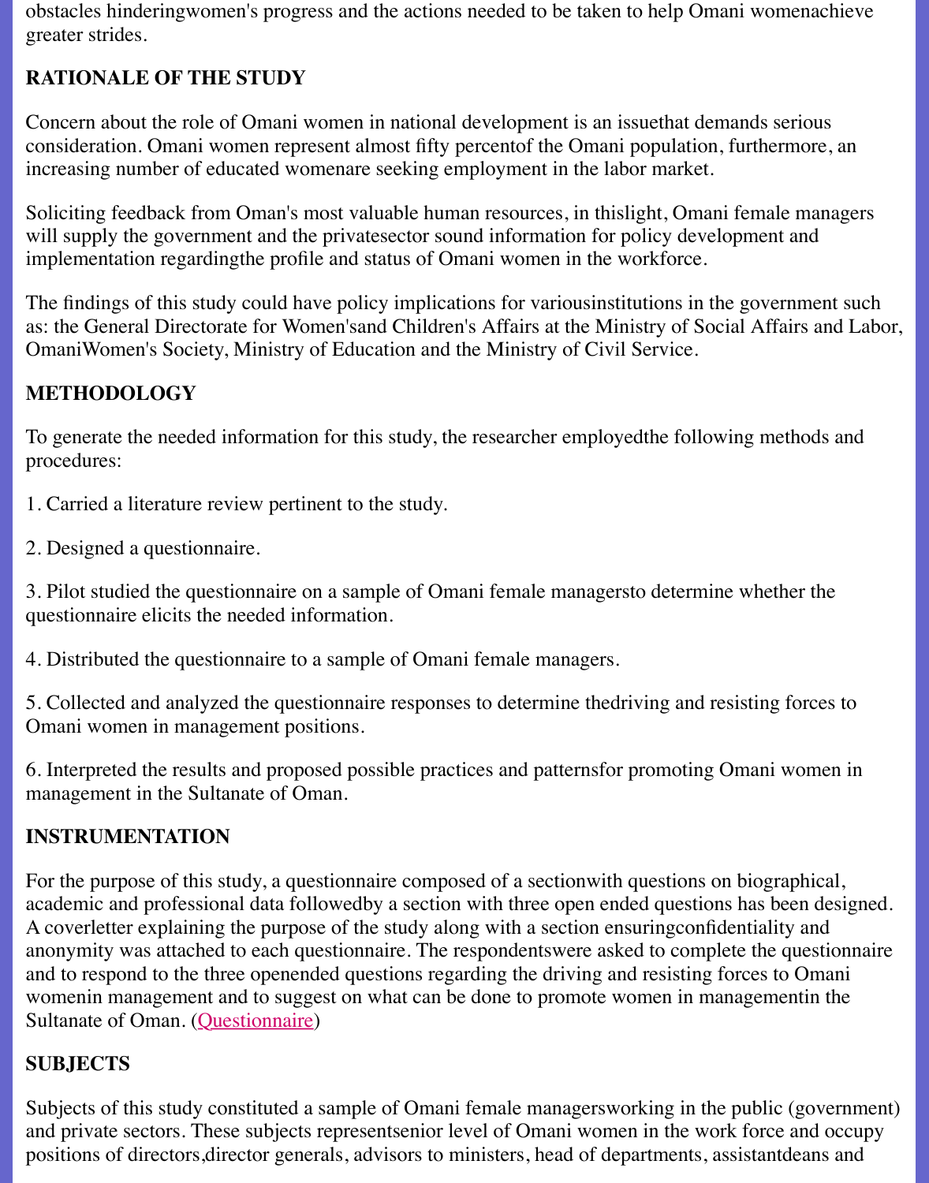obstacles hinderingwomen's progress and the actions needed to be taken to help Omani womenachieve greater strides.

## RATIONALE OF THE STUDY

Concern about the role of Omani women in national development is an issuethat demands serious consideration. Omani women represent almost fifty percentof the Omani population, furthermore, an increasing number of educated womenare seeking employment in the labor market.

Soliciting feedback from Oman's most valuable human resources, in thislight, Omani female managers will supply the government and the privatesector sound information for policy development and implementation regardingthe profile and status of Omani women in the workforce.

The findings of this study could have policy implications for variousinstitutions in the government such as: the General Directorate for Women'sand Children's Affairs at the Ministry of Social Affairs and Labor, OmaniWomen's Society, Ministry of Education and the Ministry of Civil Service.

## METHODOLOGY

To generate the needed information for this study, the researcher employedthe following methods and procedures:

1. Carried a literature review pertinent to the study.

2. Designed a questionnaire.

3. Pilot studied the questionnaire on a sample of Omani female managersto determine whether the questionnaire elicits the needed information.

4. Distributed the questionnaire to a sample of Omani female managers.

5. Collected and analyzed the questionnaire responses to determine thedriving and resisting forces to Omani women in management positions.

6. Interpreted the results and proposed possible practices and patternsfor promoting Omani women in management in the Sultanate of Oman.

## INSTRUMENTATION

For the purpose of this study, a questionnaire composed of a sectionwith questions on biographical, academic and professional data followedby a section with three open ended questions has been designed. A coverletter explaining the purpose of the study along with a section ensuringconfidentiality and anonymity was attached to each questionnaire. The respondentswere asked to complete the questionnaire and to respond to the three openended questions regarding the driving and resisting forces to Omani womenin management and to suggest on what can be done to promote women in managementin the Sultanate of Oman. (Questionnaire)

## SUBJECTS

Subjects of this study constituted a sample of Omani female managersworking in the public (government) and private sectors. These subjects representsenior level of Omani women in the work force and occupy positions of directors,director generals, advisors to ministers, head of departments, assistantdeans and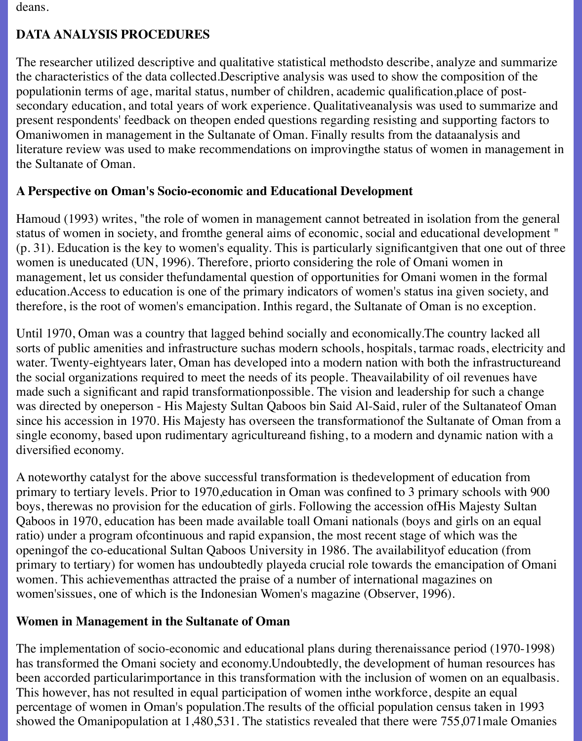deans.

**DATA ANALYSIS PROCEDURES**

The researcher utilized descriptive and qualitative statistical methodsto describe, analyze and summarize the characteristics of the data collected.Descriptive analysis was used to show the composition of the populationin terms of age, marital status, number of children, academic qualification,place of post-secondary education, and total years of work experience. Qualitativeanalysis was used to summarize and present respondents' feedback on theopen ended questions regarding resisting and supporting factors to Omaniwomen in management in the Sultanate of Oman. Finally results from the dataanalysis and literature review was used to make recommendations on improvingthe status of women in management in the Sultanate of Oman.

**A Perspective on Oman's Socio-economic and Educational Development**

Hamoud (1993) writes, "the role of women in management cannot betreated in isolation from the general status of women in society, and fromthe general aims of economic, social and educational development " (p. 31). Education is the key to women's equality. This is particularly significantgiven that one out of three women is uneducated (UN, 1996). Therefore, priorto considering the role of Omani women in management, let us consider thefundamental question of opportunities for Omani women in the formal education.Access to education is one of the primary indicators of women's status ina given society, and therefore, is the root of women's emancipation. Inthis regard, the Sultanate of Oman is no exception.

Until 1970, Oman was a country that lagged behind socially and economically.The country lacked all sorts of public amenities and infrastructure suchas modern schools, hospitals, tarmac roads, electricity and water. Twenty-eightyears later, Oman has developed into a modern nation with both the infrastructureand the social organizations required to meet the needs of its people. Theavailability of oil revenues have made such a significant and rapid transformationpossible. The vision and leadership for such a change was directed by oneperson - His Majesty Sultan Qaboos bin Said Al-Said, ruler of the Sultanateof Oman since his accession in 1970. His Majesty has overseen the transformationof the Sultanate of Oman from a single economy, based upon rudimentary agricultureand fishing, to a modern and dynamic nation with a diversified economy.

A noteworthy catalyst for the above successful transformation is thedevelopment of education from primary to tertiary levels. Prior to 1970,education in Oman was confined to 3 primary schools with 900 boys, therewas no provision for the education of girls. Following the accession ofHis Majesty Sultan Qaboos in 1970, education has been made available toall Omani nationals (boys and girls on an equal ratio) under a program ofcontinuous and rapid expansion, the most recent stage of which was the openingof the co-educational Sultan Qaboos University in 1986. The availabilityof education (from primary to tertiary) for women has undoubtedly playeda crucial role towards the emancipation of Omani women. This achievementhas attracted the praise of a number of international magazines on women'sissues, one of which is the Indonesian Women's magazine (Observer, 1996).

**Women in Management in the Sultanate of Oman**

The implementation of socio-economic and educational plans during therenaissance period (1970-1998) has transformed the Omani society and economy.Undoubtedly, the development of human resources has been accorded particularimportance in this transformation with the inclusion of women on an equalbasis. This however, has not resulted in equal participation of women inthe workforce, despite an equal percentage of women in Oman's population.The results of the official population census taken in 1993 showed the Omanipopulation at 1,480,531. The statistics revealed that there were 755,071male Omanies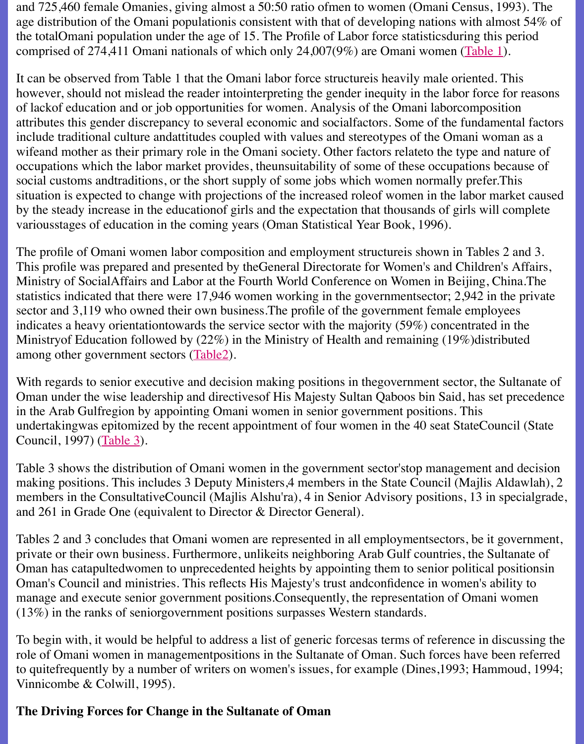and 725,460 female Omanies, giving almost a 50:50 ratio ofmen to women (Omani Census, 1993). The age distribution of the Omani populationis consistent with that of developing nations with almost 54% of the totalOmani population under the age of 15. The Profile of Labor force statisticsduring this period comprised of 274,411 Omani nationals of which only 24,007(9%) are Omani women (Table 1).

It can be observed from Table 1 that the Omani labor force structureis heavily male oriented. This however, should not mislead the reader intointerpreting the gender inequity in the labor force for reasons of lackof education and or job opportunities for women. Analysis of the Omani laborcomposition attributes this gender discrepancy to several economic and socialfactors. Some of the fundamental factors include traditional culture andattitudes coupled with values and stereotypes of the Omani woman as a wifeand mother as their primary role in the Omani society. Other factors relateto the type and nature of occupations which the labor market provides, theunsuitability of some of these occupations because of social customs andtraditions, or the short supply of some jobs which women normally prefer.This situation is expected to change with projections of the increased roleof women in the labor market caused by the steady increase in the educationof girls and the expectation that thousands of girls will complete variousstages of education in the coming years (Oman Statistical Year Book, 1996).

The profile of Omani women labor composition and employment structureis shown in Tables 2 and 3. This profile was prepared and presented by theGeneral Directorate for Women's and Children's Affairs, Ministry of SocialAffairs and Labor at the Fourth World Conference on Women in Beijing, China.The statistics indicated that there were 17,946 women working in the governmentsector; 2,942 in the private sector and 3,119 who owned their own business.The profile of the government female employees indicates a heavy orientationtowards the service sector with the majority (59%) concentrated in the Ministryof Education followed by (22%) in the Ministry of Health and remaining (19%)distributed among other government sectors (Table2).

With regards to senior executive and decision making positions in thegovernment sector, the Sultanate of Oman under the wise leadership and directivesof His Majesty Sultan Qaboos bin Said, has set precedence in the Arab Gulfregion by appointing Omani women in senior government positions. This undertakingwas epitomized by the recent appointment of four women in the 40 seat StateCouncil (State Council, 1997) (Table 3).

Table 3 shows the distribution of Omani women in the government sector'stop management and decision making positions. This includes 3 Deputy Ministers,4 members in the State Council (Majlis Aldawlah), 2 members in the ConsultativeCouncil (Majlis Alshu'ra), 4 in Senior Advisory positions, 13 in specialgrade, and 261 in Grade One (equivalent to Director & Director General).

Tables 2 and 3 concludes that Omani women are represented in all employmentsectors, be it government, private or their own business. Furthermore, unlikeits neighboring Arab Gulf countries, the Sultanate of Oman has catapultedwomen to unprecedented heights by appointing them to senior political positionsin Oman's Council and ministries. This reflects His Majesty's trust andconfidence in women's ability to manage and execute senior government positions.Consequently, the representation of Omani women (13%) in the ranks of seniorgovernment positions surpasses Western standards.

To begin with, it would be helpful to address a list of generic forcesas terms of reference in discussing the role of Omani women in managementpositions in the Sultanate of Oman. Such forces have been referred to quitefrequently by a number of writers on women's issues, for example (Dines,1993; Hammoud, 1994; Vinnicombe & Colwill, 1995).

**The Driving Forces for Change in the Sultanate of Oman**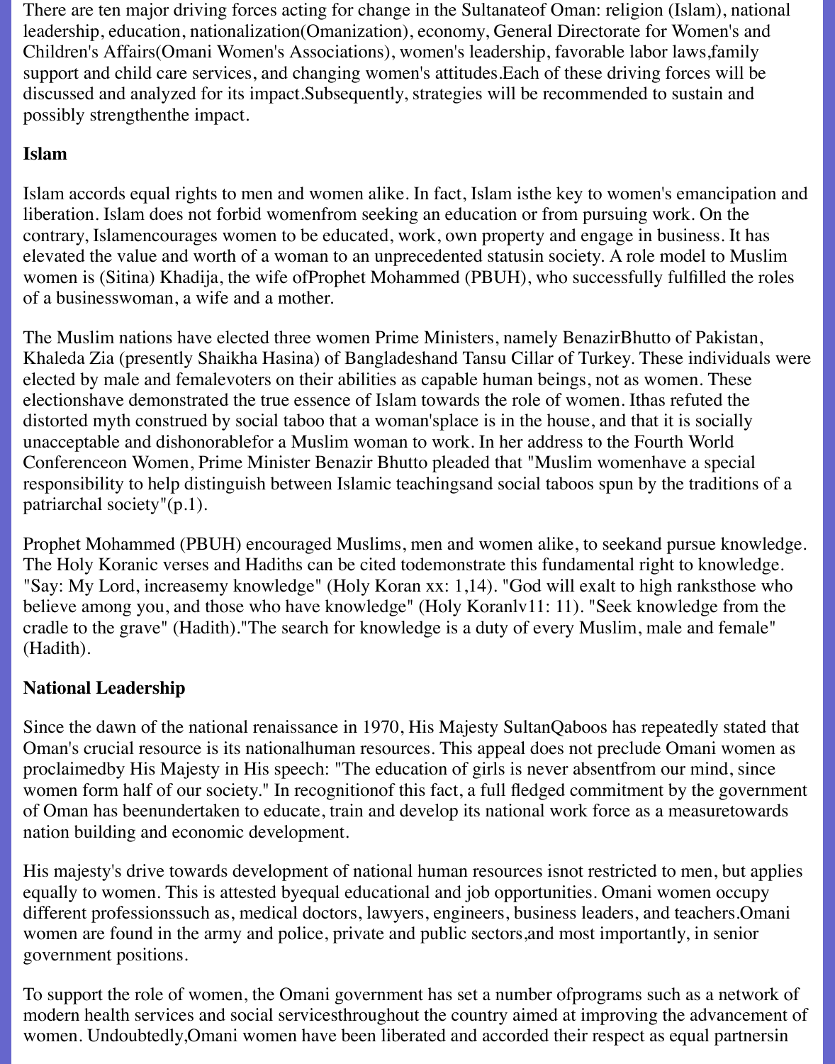There are ten major driving forces acting for change in the Sultanateof Oman: religion (Islam), national leadership, education, nationalization(Omanization), economy, General Directorate for Women's and Children's Affairs(Omani Women's Associations), women's leadership, favorable labor laws,family support and child care services, and changing women's attitudes.Each of these driving forces will be discussed and analyzed for its impact.Subsequently, strategies will be recommended to sustain and possibly strengthenthe impact.

### Islam

Islam accords equal rights to men and women alike. In fact, Islam isthe key to women's emancipation and liberation. Islam does not forbid womenfrom seeking an education or from pursuing work. On the contrary, Islamencourages women to be educated, work, own property and engage in business. It has elevated the value and worth of a woman to an unprecedented statusin society. A role model to Muslim women is (Sitina) Khadija, the wife ofProphet Mohammed (PBUH), who successfully fulfilled the roles of a businesswoman, a wife and a mother.

The Muslim nations have elected three women Prime Ministers, namely BenazirBhutto of Pakistan, Khaleda Zia (presently Shaikha Hasina) of Bangladeshand Tansu Cillar of Turkey. These individuals were elected by male and femalevoters on their abilities as capable human beings, not as women. These electionshave demonstrated the true essence of Islam towards the role of women. Ithas refuted the distorted myth construed by social taboo that a woman'splace is in the house, and that it is socially unacceptable and dishonorablefor a Muslim woman to work. In her address to the Fourth World Conferenceon Women, Prime Minister Benazir Bhutto pleaded that "Muslim womenhave a special responsibility to help distinguish between Islamic teachingsand social taboos spun by the traditions of a patriarchal society"(p.1).

Prophet Mohammed (PBUH) encouraged Muslims, men and women alike, to seekand pursue knowledge. The Holy Koranic verses and Hadiths can be cited todemonstrate this fundamental right to knowledge. "Say: My Lord, increasemy knowledge" (Holy Koran xx: 1,14). "God will exalt to high ranksthose who believe among you, and those who have knowledge" (Holy Koranlv11: 11). "Seek knowledge from the cradle to the grave" (Hadith)."The search for knowledge is a duty of every Muslim, male and female" (Hadith).

### National Leadership

Since the dawn of the national renaissance in 1970, His Majesty SultanQaboos has repeatedly stated that Oman's crucial resource is its nationalhuman resources. This appeal does not preclude Omani women as proclaimedby His Majesty in His speech: "The education of girls is never absentfrom our mind, since women form half of our society." In recognitionof this fact, a full fledged commitment by the government of Oman has beenundertaken to educate, train and develop its national work force as a measuretowards nation building and economic development.

His majesty's drive towards development of national human resources isnot restricted to men, but applies equally to women. This is attested byequal educational and job opportunities. Omani women occupy different professionssuch as, medical doctors, lawyers, engineers, business leaders, and teachers.Omani women are found in the army and police, private and public sectors,and most importantly, in senior government positions.

To support the role of women, the Omani government has set a number ofprograms such as a network of modern health services and social servicesthroughout the country aimed at improving the advancement of women. Undoubtedly,Omani women have been liberated and accorded their respect as equal partnersin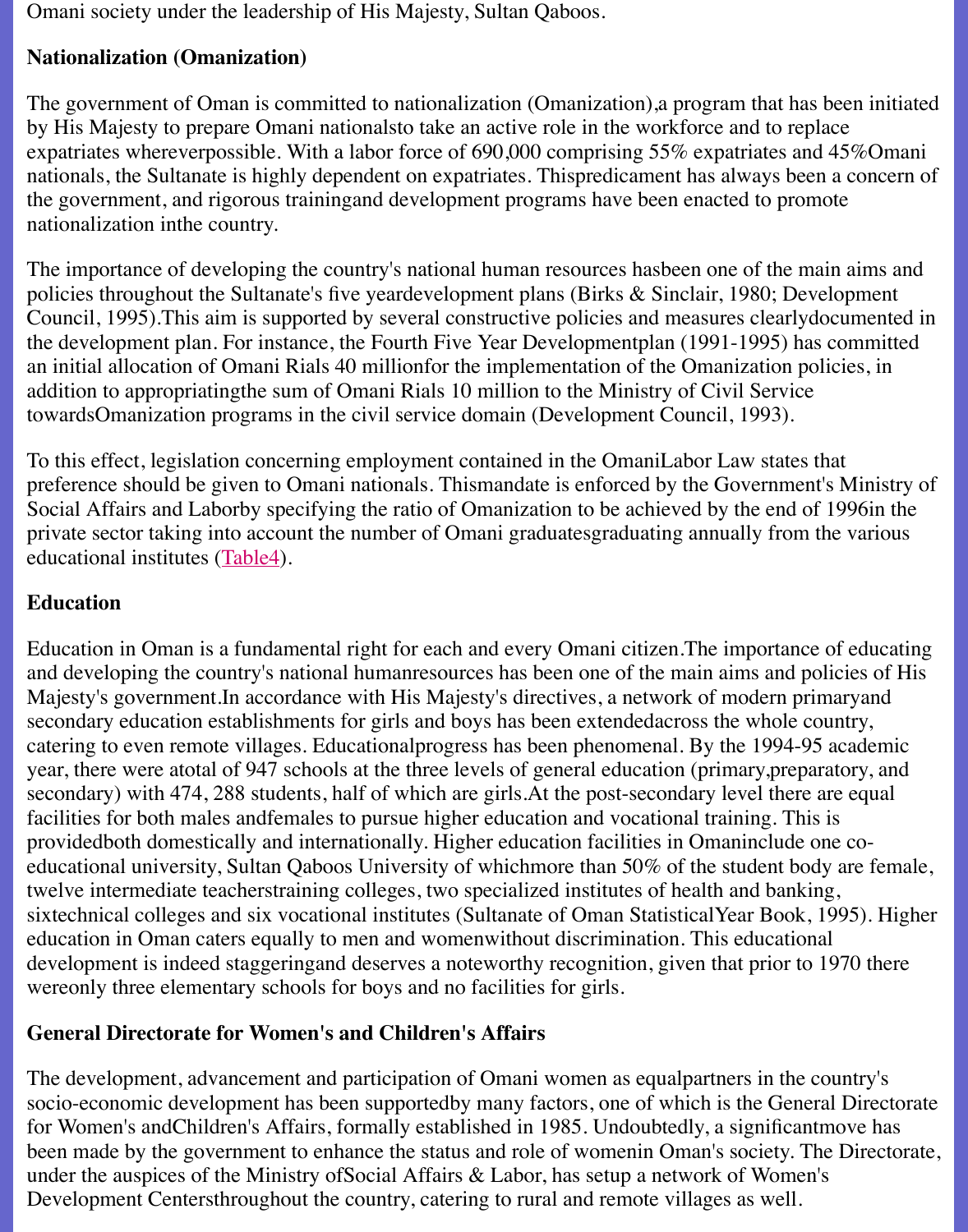Omani society under the leadership of His Majesty, Sultan Qaboos.

## Nationalization (Omanization)

The government of Oman is committed to nationalization (Omanization),a program that has been initiated by His Majesty to prepare Omani nationalsto take an active role in the workforce and to replace expatriates whereverpossible. With a labor force of 690,000 comprising 55% expatriates and 45%Omani nationals, the Sultanate is highly dependent on expatriates. Thispredicament has always been a concern of the government, and rigorous trainingand development programs have been enacted to promote nationalization inthe country.

The importance of developing the country's national human resources hasbeen one of the main aims and policies throughout the Sultanate's five yeardevelopment plans (Birks & Sinclair, 1980; Development Council, 1995).This aim is supported by several constructive policies and measures clearlydocumented in the development plan. For instance, the Fourth Five Year Developmentplan (1991-1995) has committed an initial allocation of Omani Rials 40 millionfor the implementation of the Omanization policies, in addition to appropriatingthe sum of Omani Rials 10 million to the Ministry of Civil Service towardsOmanization programs in the civil service domain (Development Council, 1993).

To this effect, legislation concerning employment contained in the OmaniLabor Law states that preference should be given to Omani nationals. Thismandate is enforced by the Government's Ministry of Social Affairs and Laborby specifying the ratio of Omanization to be achieved by the end of 1996in the private sector taking into account the number of Omani graduatesgraduating annually from the various educational institutes (Table4).

## Education

Education in Oman is a fundamental right for each and every Omani citizen.The importance of educating and developing the country's national humanresources has been one of the main aims and policies of His Majesty's government.In accordance with His Majesty's directives, a network of modern primaryand secondary education establishments for girls and boys has been extendedacross the whole country, catering to even remote villages. Educationalprogress has been phenomenal. By the 1994-95 academic year, there were atotal of 947 schools at the three levels of general education (primary,preparatory, and secondary) with 474, 288 students, half of which are girls.At the post-secondary level there are equal facilities for both males andfemales to pursue higher education and vocational training. This is providedboth domestically and internationally. Higher education facilities in Omaninclude one co-educational university, Sultan Qaboos University of whichmore than 50% of the student body are female, twelve intermediate teacherstraining colleges, two specialized institutes of health and banking, sixtechnical colleges and six vocational institutes (Sultanate of Oman StatisticalYear Book, 1995). Higher education in Oman caters equally to men and womenwithout discrimination. This educational development is indeed staggeringand deserves a noteworthy recognition, given that prior to 1970 there wereonly three elementary schools for boys and no facilities for girls.

## General Directorate for Women's and Children's Affairs

The development, advancement and participation of Omani women as equalpartners in the country's socio-economic development has been supportedby many factors, one of which is the General Directorate for Women's andChildren's Affairs, formally established in 1985. Undoubtedly, a significantmove has been made by the government to enhance the status and role of womenin Oman's society. The Directorate, under the auspices of the Ministry ofSocial Affairs & Labor, has setup a network of Women's Development Centersthroughout the country, catering to rural and remote villages as well.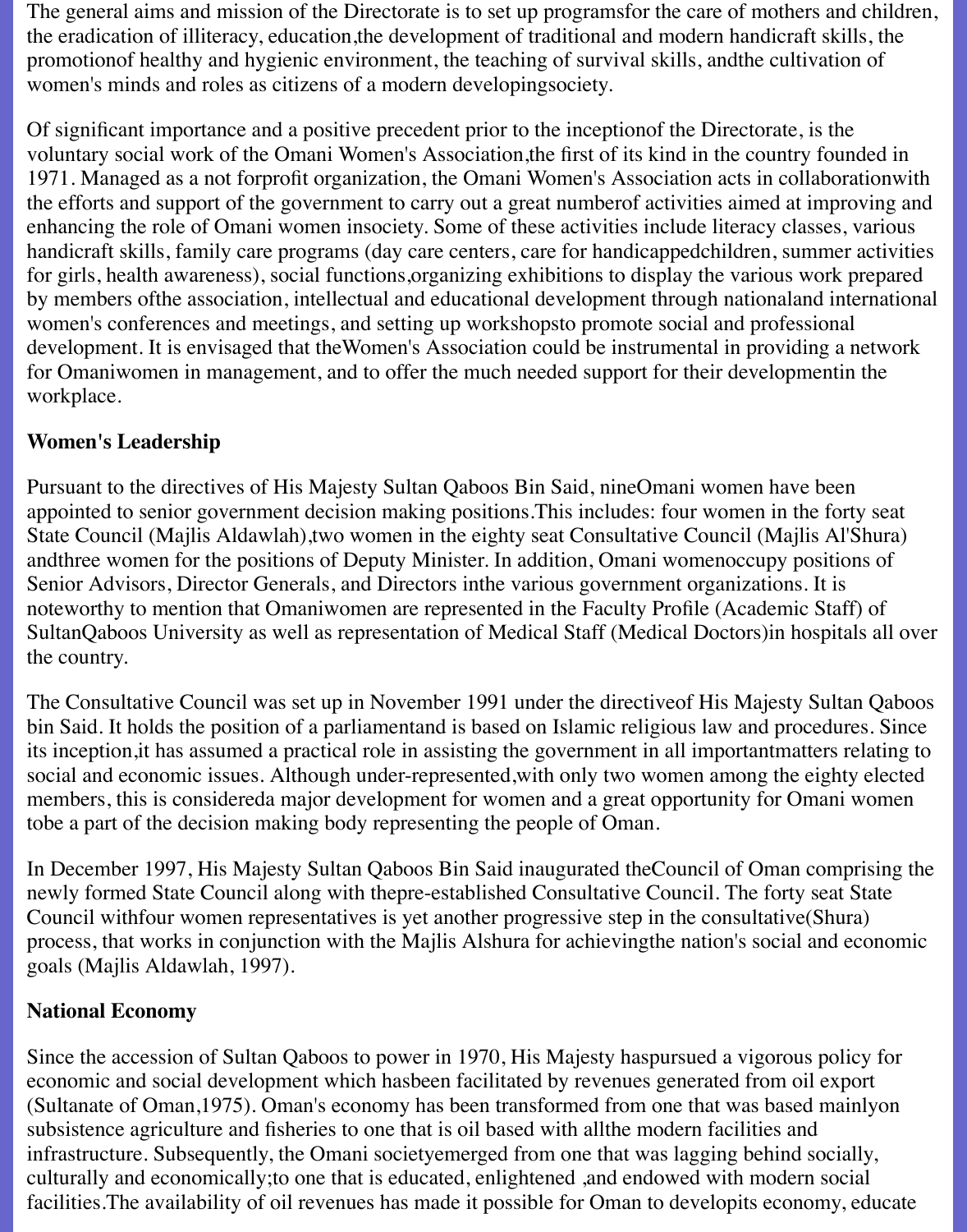The general aims and mission of the Directorate is to set up programsfor the care of mothers and children, the eradication of illiteracy, education,the development of traditional and modern handicraft skills, the promotionof healthy and hygienic environment, the teaching of survival skills, andthe cultivation of women's minds and roles as citizens of a modern developingsociety.

Of significant importance and a positive precedent prior to the inceptionof the Directorate, is the voluntary social work of the Omani Women's Association,the first of its kind in the country founded in 1971. Managed as a not forprofit organization, the Omani Women's Association acts in collaborationwith the efforts and support of the government to carry out a great numberof activities aimed at improving and enhancing the role of Omani women insociety. Some of these activities include literacy classes, various handicraft skills, family care programs (day care centers, care for handicappedchildren, summer activities for girls, health awareness), social functions,organizing exhibitions to display the various work prepared by members ofthe association, intellectual and educational development through nationaland international women's conferences and meetings, and setting up workshopsto promote social and professional development. It is envisaged that theWomen's Association could be instrumental in providing a network for Omaniwomen in management, and to offer the much needed support for their developmentin the workplace.

**Women's Leadership**

Pursuant to the directives of His Majesty Sultan Qaboos Bin Said, nineOmani women have been appointed to senior government decision making positions.This includes: four women in the forty seat State Council (Majlis Aldawlah),two women in the eighty seat Consultative Council (Majlis Al'Shura) andthree women for the positions of Deputy Minister. In addition, Omani womenoccupy positions of Senior Advisors, Director Generals, and Directors inthe various government organizations. It is noteworthy to mention that Omaniwomen are represented in the Faculty Profile (Academic Staff) of SultanQaboos University as well as representation of Medical Staff (Medical Doctors)in hospitals all over the country.

The Consultative Council was set up in November 1991 under the directiveof His Majesty Sultan Qaboos bin Said. It holds the position of a parliamentand is based on Islamic religious law and procedures. Since its inception,it has assumed a practical role in assisting the government in all importantmatters relating to social and economic issues. Although under-represented,with only two women among the eighty elected members, this is considereda major development for women and a great opportunity for Omani women tobe a part of the decision making body representing the people of Oman.

In December 1997, His Majesty Sultan Qaboos Bin Said inaugurated theCouncil of Oman comprising the newly formed State Council along with thepre-established Consultative Council. The forty seat State Council withfour women representatives is yet another progressive step in the consultative(Shura) process, that works in conjunction with the Majlis Alshura for achievingthe nation's social and economic goals (Majlis Aldawlah, 1997).

**National Economy**

Since the accession of Sultan Qaboos to power in 1970, His Majesty haspursued a vigorous policy for economic and social development which hasbeen facilitated by revenues generated from oil export (Sultanate of Oman,1975). Oman's economy has been transformed from one that was based mainlyon subsistence agriculture and fisheries to one that is oil based with allthe modern facilities and infrastructure. Subsequently, the Omani societyemerged from one that was lagging behind socially, culturally and economically;to one that is educated, enlightened ,and endowed with modern social facilities.The availability of oil revenues has made it possible for Oman to developits economy, educate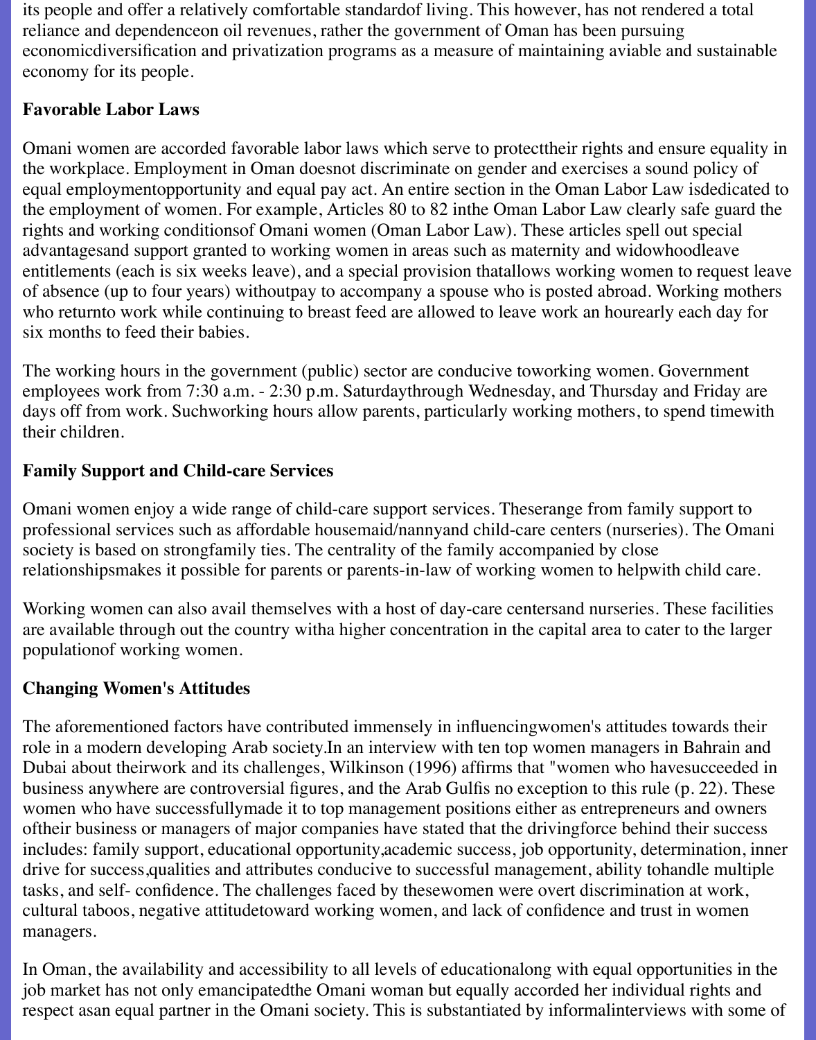its people and offer a relatively comfortable standardof living. This however, has not rendered a total reliance and dependenceon oil revenues, rather the government of Oman has been pursuing economicdiversification and privatization programs as a measure of maintaining aviable and sustainable economy for its people.

**Favorable Labor Laws**

Omani women are accorded favorable labor laws which serve to protecttheir rights and ensure equality in the workplace. Employment in Oman doesnot discriminate on gender and exercises a sound policy of equal employmentopportunity and equal pay act. An entire section in the Oman Labor Law isdedicated to the employment of women. For example, Articles 80 to 82 inthe Oman Labor Law clearly safe guard the rights and working conditionsof Omani women (Oman Labor Law). These articles spell out special advantagesand support granted to working women in areas such as maternity and widowhoodleave entitlements (each is six weeks leave), and a special provision thatallows working women to request leave of absence (up to four years) withoutpay to accompany a spouse who is posted abroad. Working mothers who returnto work while continuing to breast feed are allowed to leave work an hourearly each day for six months to feed their babies.

The working hours in the government (public) sector are conducive toworking women. Government employees work from 7:30 a.m. - 2:30 p.m. Saturdaythrough Wednesday, and Thursday and Friday are days off from work. Suchworking hours allow parents, particularly working mothers, to spend timewith their children.

**Family Support and Child-care Services**

Omani women enjoy a wide range of child-care support services. Theserange from family support to professional services such as affordable housemaid/nannyand child-care centers (nurseries). The Omani society is based on strongfamily ties. The centrality of the family accompanied by close relationshipsmakes it possible for parents or parents-in-law of working women to helpwith child care.

Working women can also avail themselves with a host of day-care centersand nurseries. These facilities are available through out the country witha higher concentration in the capital area to cater to the larger populationof working women.

**Changing Women's Attitudes**

The aforementioned factors have contributed immensely in influencingwomen's attitudes towards their role in a modern developing Arab society.In an interview with ten top women managers in Bahrain and Dubai about theirwork and its challenges, Wilkinson (1996) affirms that "women who havesucceeded in business anywhere are controversial figures, and the Arab Gulfis no exception to this rule (p. 22). These women who have successfullymade it to top management positions either as entrepreneurs and owners oftheir business or managers of major companies have stated that the drivingforce behind their success includes: family support, educational opportunity,academic success, job opportunity, determination, inner drive for success,qualities and attributes conducive to successful management, ability tohandle multiple tasks, and self- confidence. The challenges faced by thesewomen were overt discrimination at work, cultural taboos, negative attitudetoward working women, and lack of confidence and trust in women managers.

In Oman, the availability and accessibility to all levels of educationalong with equal opportunities in the job market has not only emancipatedthe Omani woman but equally accorded her individual rights and respect asan equal partner in the Omani society. This is substantiated by informalinterviews with some of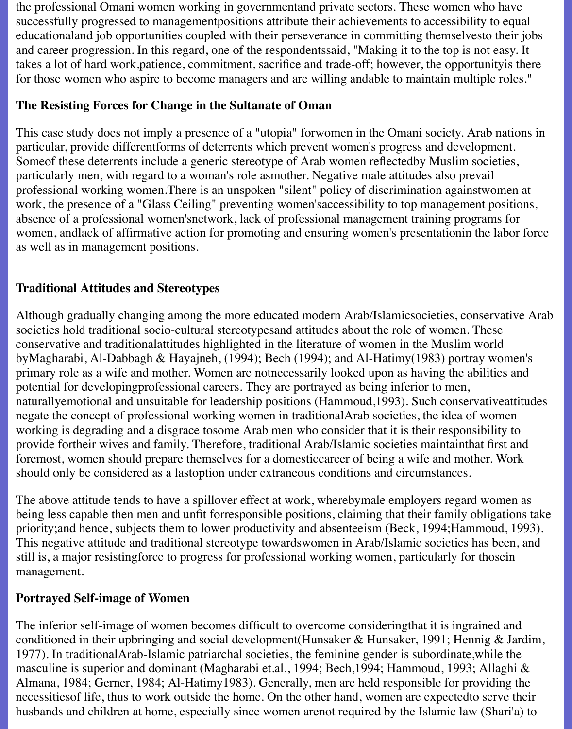the professional Omani women working in governmentand private sectors. These women who have successfully progressed to managementpositions attribute their achievements to accessibility to equal educationaland job opportunities coupled with their perseverance in committing themselvesto their jobs and career progression. In this regard, one of the respondentssaid, "Making it to the top is not easy. It takes a lot of hard work,patience, commitment, sacrifice and trade-off; however, the opportunityis there for those women who aspire to become managers and are willing andable to maintain multiple roles."

### The Resisting Forces for Change in the Sultanate of Oman

This case study does not imply a presence of a "utopia" forwomen in the Omani society. Arab nations in particular, provide differentforms of deterrents which prevent women's progress and development. Someof these deterrents include a generic stereotype of Arab women reflectedby Muslim societies, particularly men, with regard to a woman's role asmother. Negative male attitudes also prevail professional working women.There is an unspoken "silent" policy of discrimination againstwomen at work, the presence of a "Glass Ceiling" preventing women'saccessibility to top management positions, absence of a professional women'snetwork, lack of professional management training programs for women, andlack of affirmative action for promoting and ensuring women's presentationin the labor force as well as in management positions.

### Traditional Attitudes and Stereotypes

Although gradually changing among the more educated modern Arab/Islamicsocieties, conservative Arab societies hold traditional socio-cultural stereotypesand attitudes about the role of women. These conservative and traditionalattitudes highlighted in the literature of women in the Muslim world byMagharabi, Al-Dabbagh & Hayajneh, (1994); Bech (1994); and Al-Hatimy(1983) portray women's primary role as a wife and mother. Women are notnecessarily looked upon as having the abilities and potential for developingprofessional careers. They are portrayed as being inferior to men, naturallyemotional and unsuitable for leadership positions (Hammoud,1993). Such conservativeattitudes negate the concept of professional working women in traditionalArab societies, the idea of women working is degrading and a disgrace tosome Arab men who consider that it is their responsibility to provide fortheir wives and family. Therefore, traditional Arab/Islamic societies maintainthat first and foremost, women should prepare themselves for a domesticcareer of being a wife and mother. Work should only be considered as a lastoption under extraneous conditions and circumstances.

The above attitude tends to have a spillover effect at work, wherebymale employers regard women as being less capable then men and unfit forresponsible positions, claiming that their family obligations take priority;and hence, subjects them to lower productivity and absenteeism (Beck, 1994;Hammoud, 1993). This negative attitude and traditional stereotype towardswomen in Arab/Islamic societies has been, and still is, a major resistingforce to progress for professional working women, particularly for thosein management.

### Portrayed Self-image of Women

The inferior self-image of women becomes difficult to overcome consideringthat it is ingrained and conditioned in their upbringing and social development(Hunsaker & Hunsaker, 1991; Hennig & Jardim, 1977). In traditionalArab-Islamic patriarchal societies, the feminine gender is subordinate,while the masculine is superior and dominant (Magharabi et.al., 1994; Bech,1994; Hammoud, 1993; Allaghi & Almana, 1984; Gerner, 1984; Al-Hatimy1983). Generally, men are held responsible for providing the necessitiesof life, thus to work outside the home. On the other hand, women are expectedto serve their husbands and children at home, especially since women arenot required by the Islamic law (Shari'a) to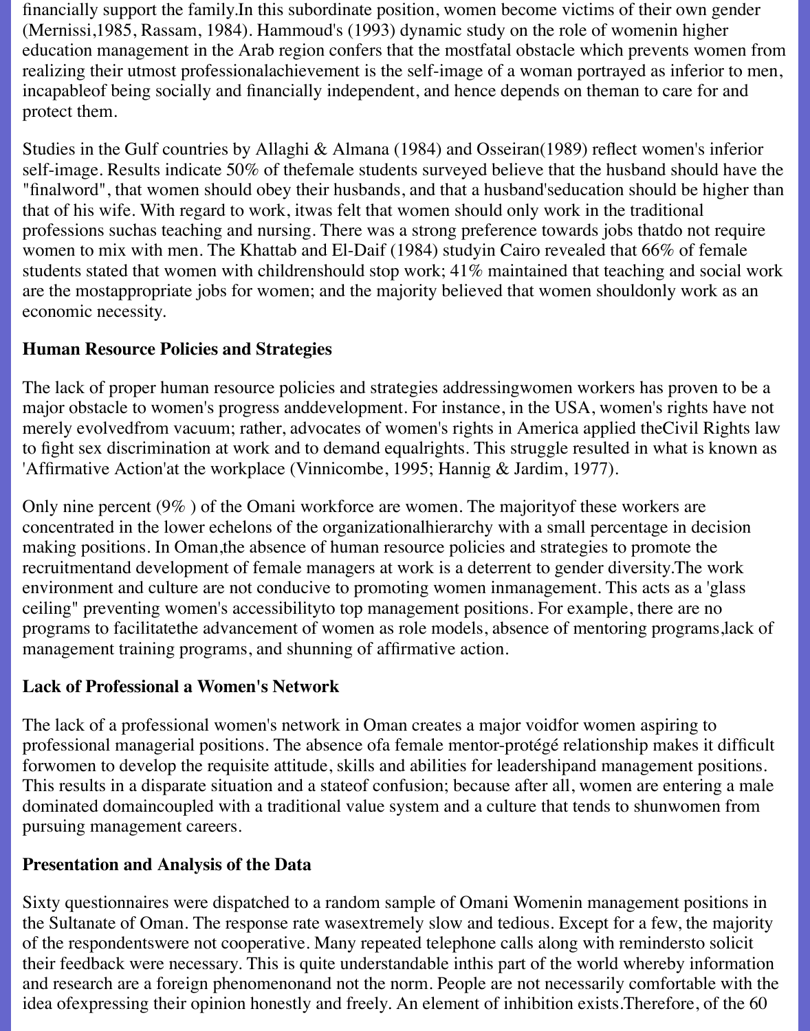financially support the family.In this subordinate position, women become victims of their own gender (Mernissi,1985, Rassam, 1984). Hammoud's (1993) dynamic study on the role of womenin higher education management in the Arab region confers that the mostfatal obstacle which prevents women from realizing their utmost professionalachievement is the self-image of a woman portrayed as inferior to men, incapableof being socially and financially independent, and hence depends on theman to care for and protect them.

Studies in the Gulf countries by Allaghi & Almana (1984) and Osseiran(1989) reflect women's inferior self-image. Results indicate 50% of thefemale students surveyed believe that the husband should have the "finalword", that women should obey their husbands, and that a husband'seducation should be higher than that of his wife. With regard to work, itwas felt that women should only work in the traditional professions suchas teaching and nursing. There was a strong preference towards jobs thatdo not require women to mix with men. The Khattab and El-Daif (1984) studyin Cairo revealed that 66% of female students stated that women with childrenshould stop work; 41% maintained that teaching and social work are the mostappropriate jobs for women; and the majority believed that women shouldonly work as an economic necessity.

**Human Resource Policies and Strategies**

The lack of proper human resource policies and strategies addressingwomen workers has proven to be a major obstacle to women's progress anddevelopment. For instance, in the USA, women's rights have not merely evolvedfrom vacuum; rather, advocates of women's rights in America applied theCivil Rights law to fight sex discrimination at work and to demand equalrights. This struggle resulted in what is known as 'Affirmative Action'at the workplace (Vinnicombe, 1995; Hannig & Jardim, 1977).

Only nine percent (9% ) of the Omani workforce are women. The majorityof these workers are concentrated in the lower echelons of the organizationalhierarchy with a small percentage in decision making positions. In Oman,the absence of human resource policies and strategies to promote the recruitmentand development of female managers at work is a deterrent to gender diversity.The work environment and culture are not conducive to promoting women inmanagement. This acts as a 'glass ceiling" preventing women's accessibilityto top management positions. For example, there are no programs to facilitatethe advancement of women as role models, absence of mentoring programs,lack of management training programs, and shunning of affirmative action.

**Lack of Professional a Women's Network**

The lack of a professional women's network in Oman creates a major voidfor women aspiring to professional managerial positions. The absence ofa female mentor-protégé relationship makes it difficult forwomen to develop the requisite attitude, skills and abilities for leadershipand management positions. This results in a disparate situation and a stateof confusion; because after all, women are entering a male dominated domaincoupled with a traditional value system and a culture that tends to shunwomen from pursuing management careers.

**Presentation and Analysis of the Data**

Sixty questionnaires were dispatched to a random sample of Omani Womenin management positions in the Sultanate of Oman. The response rate wasextremely slow and tedious. Except for a few, the majority of the respondentswere not cooperative. Many repeated telephone calls along with remindersto solicit their feedback were necessary. This is quite understandable inthis part of the world whereby information and research are a foreign phenomenonand not the norm. People are not necessarily comfortable with the idea ofexpressing their opinion honestly and freely. An element of inhibition exists.Therefore, of the 60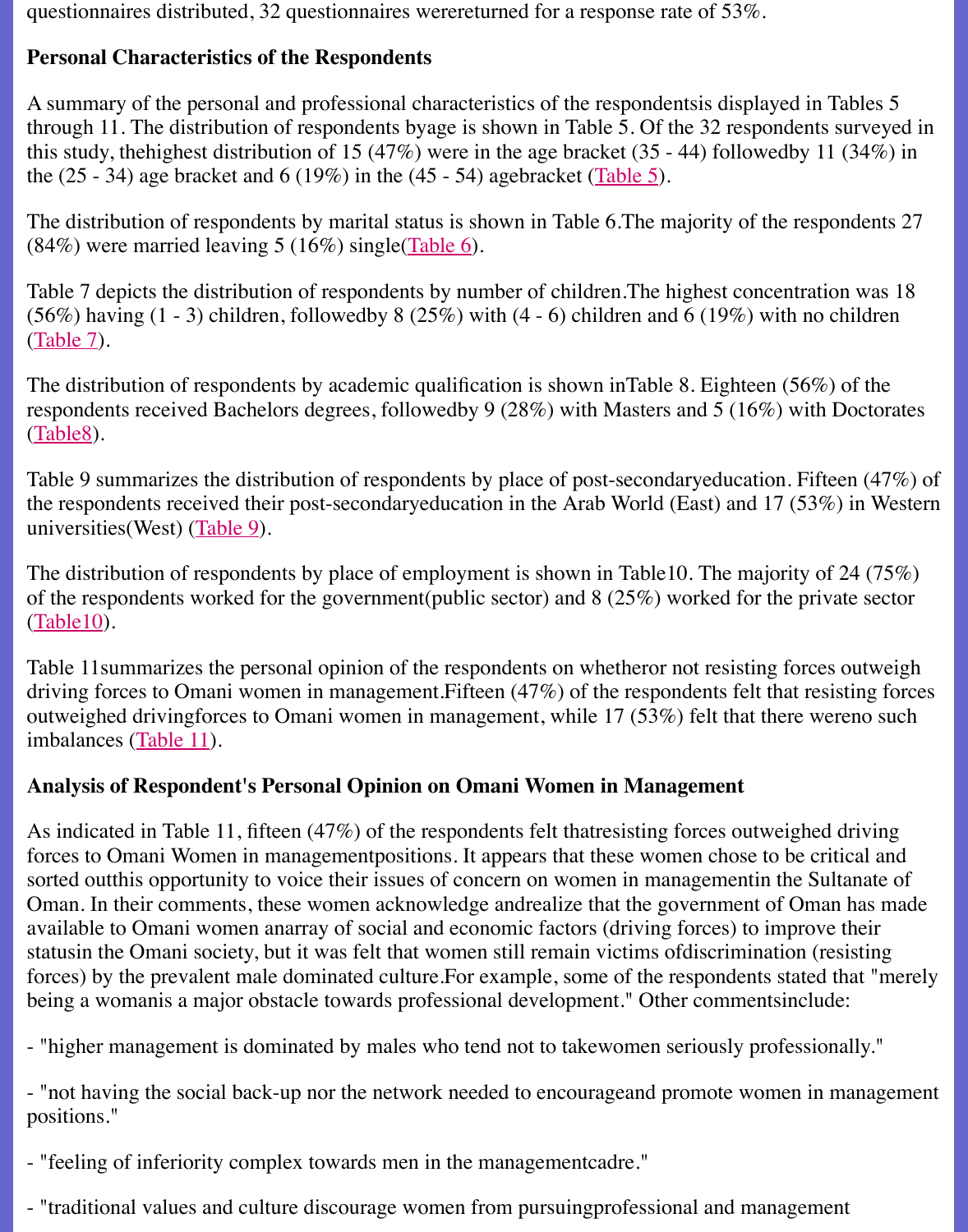questionnaires distributed, 32 questionnaires werereturned for a response rate of 53%.

**Personal Characteristics of the Respondents**

A summary of the personal and professional characteristics of the respondentsis displayed in Tables 5 through 11. The distribution of respondents byage is shown in Table 5. Of the 32 respondents surveyed in this study, thehighest distribution of 15 (47%) were in the age bracket (35 - 44) followedby 11 (34%) in the (25 - 34) age bracket and 6 (19%) in the (45 - 54) agebracket (Table 5).

The distribution of respondents by marital status is shown in Table 6.The majority of the respondents 27 (84%) were married leaving 5 (16%) single(Table 6).

Table 7 depicts the distribution of respondents by number of children.The highest concentration was 18 (56%) having (1 - 3) children, followedby 8 (25%) with (4 - 6) children and 6 (19%) with no children (Table 7).

The distribution of respondents by academic qualification is shown inTable 8. Eighteen (56%) of the respondents received Bachelors degrees, followedby 9 (28%) with Masters and 5 (16%) with Doctorates (Table8).

Table 9 summarizes the distribution of respondents by place of post-secondaryeducation. Fifteen (47%) of the respondents received their post-secondaryeducation in the Arab World (East) and 17 (53%) in Western universities(West) (Table 9).

The distribution of respondents by place of employment is shown in Table10. The majority of 24 (75%) of the respondents worked for the government(public sector) and 8 (25%) worked for the private sector (Table10).

Table 11summarizes the personal opinion of the respondents on whetheror not resisting forces outweigh driving forces to Omani women in management.Fifteen (47%) of the respondents felt that resisting forces outweighed drivingforces to Omani women in management, while 17 (53%) felt that there wereno such imbalances (Table 11).

**Analysis of Respondent's Personal Opinion on Omani Women in Management**

As indicated in Table 11, fifteen (47%) of the respondents felt thatresisting forces outweighed driving forces to Omani Women in managementpositions. It appears that these women chose to be critical and sorted outthis opportunity to voice their issues of concern on women in managementin the Sultanate of Oman. In their comments, these women acknowledge andrealize that the government of Oman has made available to Omani women anarray of social and economic factors (driving forces) to improve their statusin the Omani society, but it was felt that women still remain victims ofdiscrimination (resisting forces) by the prevalent male dominated culture.For example, some of the respondents stated that "merely being a womanis a major obstacle towards professional development." Other commentsinclude:

- "higher management is dominated by males who tend not to takewomen seriously professionally."

- "not having the social back-up nor the network needed to encourageand promote women in management positions."

- "feeling of inferiority complex towards men in the managementcadre."

- "traditional values and culture discourage women from pursuingprofessional and management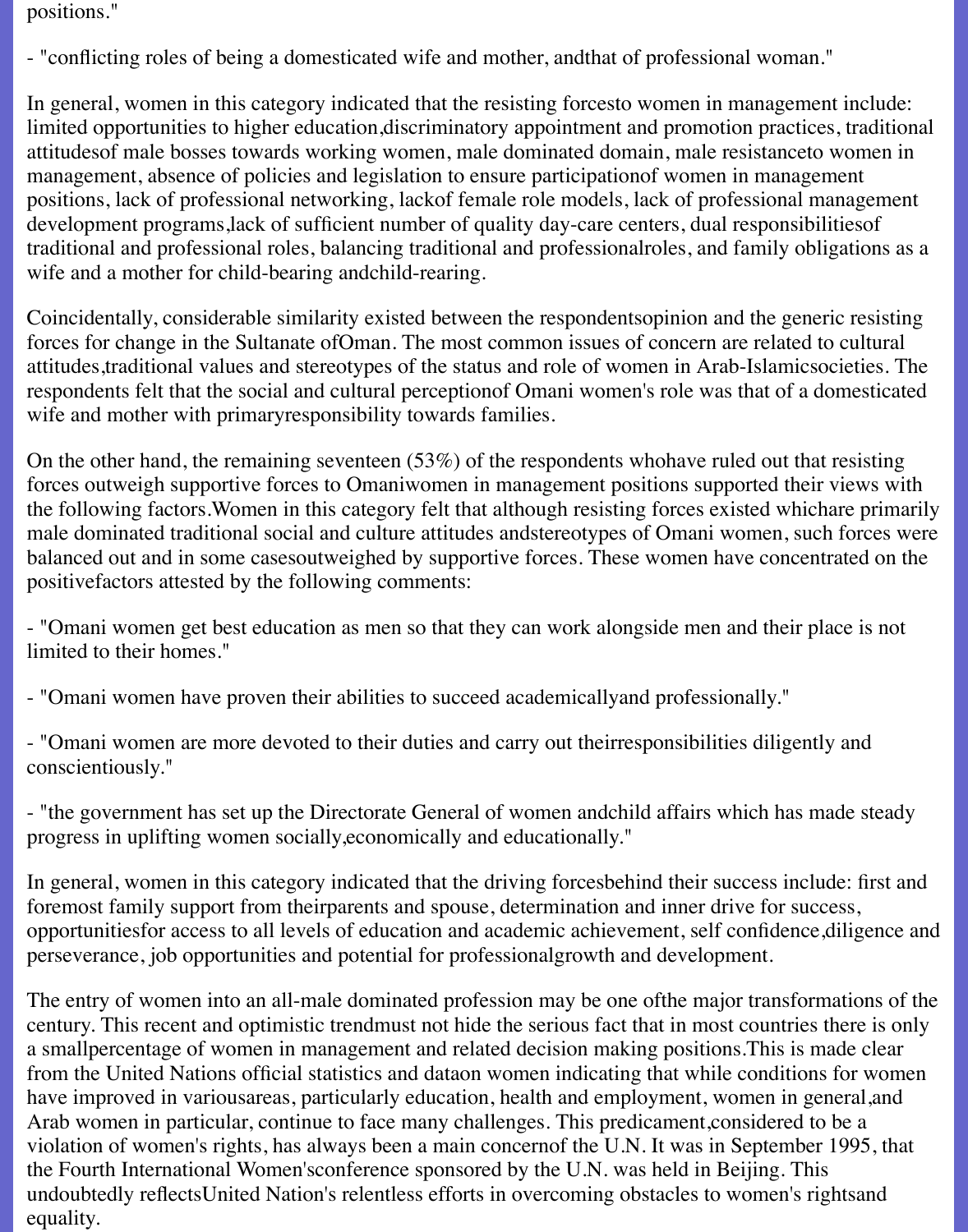positions."

- "conflicting roles of being a domesticated wife and mother, andthat of professional woman."

In general, women in this category indicated that the resisting forcesto women in management include: limited opportunities to higher education,discriminatory appointment and promotion practices, traditional attitudesof male bosses towards working women, male dominated domain, male resistanceto women in management, absence of policies and legislation to ensure participationof women in management positions, lack of professional networking, lackof female role models, lack of professional management development programs,lack of sufficient number of quality day-care centers, dual responsibilitiesof traditional and professional roles, balancing traditional and professionalroles, and family obligations as a wife and a mother for child-bearing andchild-rearing.

Coincidentally, considerable similarity existed between the respondentsopinion and the generic resisting forces for change in the Sultanate ofOman. The most common issues of concern are related to cultural attitudes,traditional values and stereotypes of the status and role of women in Arab-Islamicsocieties. The respondents felt that the social and cultural perceptionof Omani women's role was that of a domesticated wife and mother with primaryresponsibility towards families.

On the other hand, the remaining seventeen (53%) of the respondents whohave ruled out that resisting forces outweigh supportive forces to Omaniwomen in management positions supported their views with the following factors.Women in this category felt that although resisting forces existed whichare primarily male dominated traditional social and culture attitudes andstereotypes of Omani women, such forces were balanced out and in some casesoutweighed by supportive forces. These women have concentrated on the positivefactors attested by the following comments:

- "Omani women get best education as men so that they can work alongside men and their place is not limited to their homes."

- "Omani women have proven their abilities to succeed academicallyand professionally."

- "Omani women are more devoted to their duties and carry out theirresponsibilities diligently and conscientiously."

- "the government has set up the Directorate General of women andchild affairs which has made steady progress in uplifting women socially,economically and educationally."

In general, women in this category indicated that the driving forcesbehind their success include: first and foremost family support from theirparents and spouse, determination and inner drive for success, opportunitiesfor access to all levels of education and academic achievement, self confidence,diligence and perseverance, job opportunities and potential for professionalgrowth and development.

The entry of women into an all-male dominated profession may be one ofthe major transformations of the century. This recent and optimistic trendmust not hide the serious fact that in most countries there is only a smallpercentage of women in management and related decision making positions.This is made clear from the United Nations official statistics and dataon women indicating that while conditions for women have improved in variousareas, particularly education, health and employment, women in general,and Arab women in particular, continue to face many challenges. This predicament,considered to be a violation of women's rights, has always been a main concernof the U.N. It was in September 1995, that the Fourth International Women'sconference sponsored by the U.N. was held in Beijing. This undoubtedly reflectsUnited Nation's relentless efforts in overcoming obstacles to women's rightsand equality.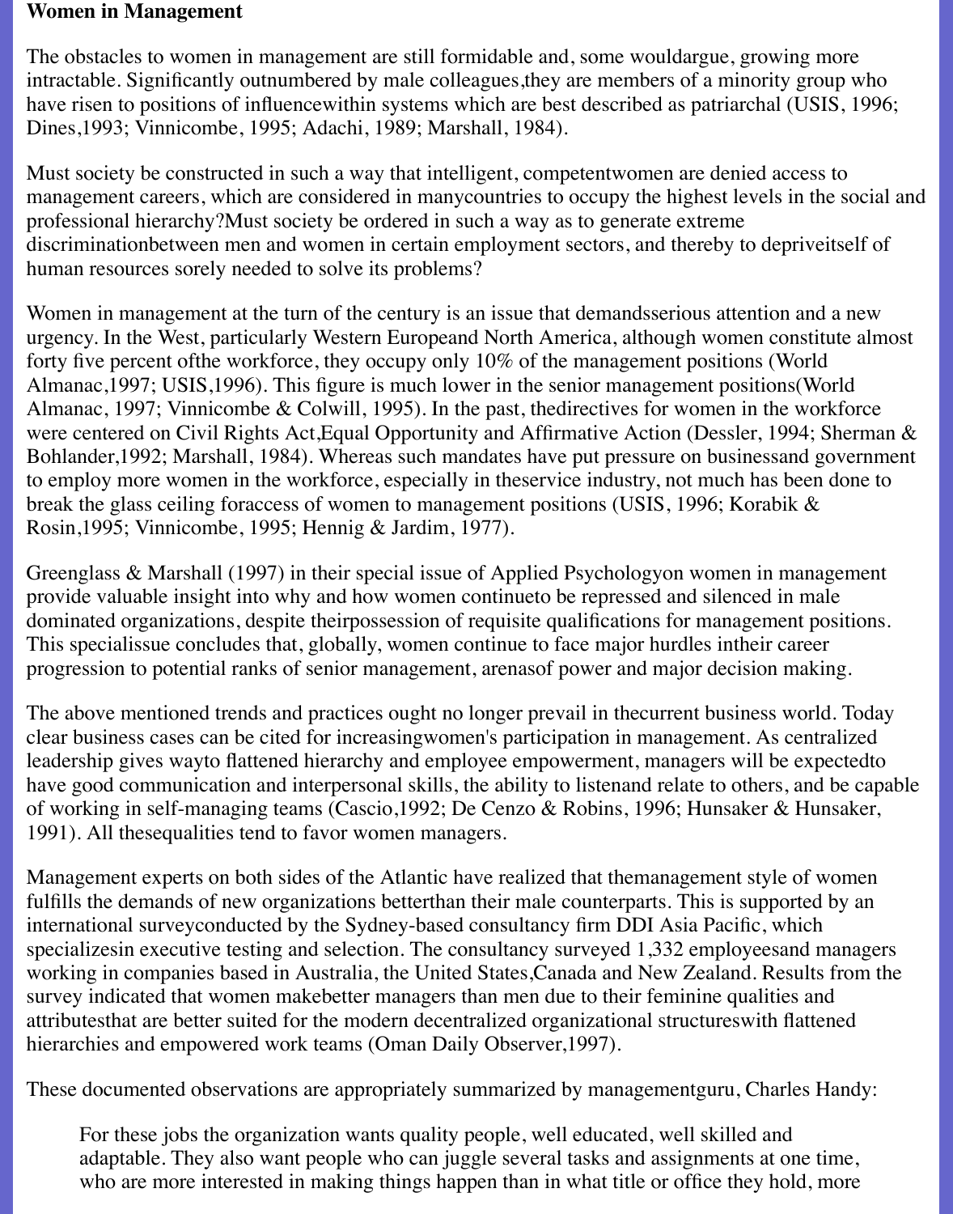**Women in Management**

The obstacles to women in management are still formidable and, some wouldargue, growing more intractable. Significantly outnumbered by male colleagues,they are members of a minority group who have risen to positions of influencewithin systems which are best described as patriarchal (USIS, 1996; Dines,1993; Vinnicombe, 1995; Adachi, 1989; Marshall, 1984).

Must society be constructed in such a way that intelligent, competentwomen are denied access to management careers, which are considered in manycountries to occupy the highest levels in the social and professional hierarchy?Must society be ordered in such a way as to generate extreme discriminationbetween men and women in certain employment sectors, and thereby to depriveitself of human resources sorely needed to solve its problems?

Women in management at the turn of the century is an issue that demandsserious attention and a new urgency. In the West, particularly Western Europeand North America, although women constitute almost forty five percent ofthe workforce, they occupy only 10% of the management positions (World Almanac,1997; USIS,1996). This figure is much lower in the senior management positions(World Almanac, 1997; Vinnicombe & Colwill, 1995). In the past, thedirectives for women in the workforce were centered on Civil Rights Act,Equal Opportunity and Affirmative Action (Dessler, 1994; Sherman & Bohlander,1992; Marshall, 1984). Whereas such mandates have put pressure on businessand government to employ more women in the workforce, especially in theservice industry, not much has been done to break the glass ceiling foraccess of women to management positions (USIS, 1996; Korabik & Rosin,1995; Vinnicombe, 1995; Hennig & Jardim, 1977).

Greenglass & Marshall (1997) in their special issue of Applied Psychologyon women in management provide valuable insight into why and how women continueto be repressed and silenced in male dominated organizations, despite theirpossession of requisite qualifications for management positions. This specialissue concludes that, globally, women continue to face major hurdles intheir career progression to potential ranks of senior management, arenasof power and major decision making.

The above mentioned trends and practices ought no longer prevail in thecurrent business world. Today clear business cases can be cited for increasingwomen's participation in management. As centralized leadership gives wayto flattened hierarchy and employee empowerment, managers will be expectedto have good communication and interpersonal skills, the ability to listenand relate to others, and be capable of working in self-managing teams (Cascio,1992; De Cenzo & Robins, 1996; Hunsaker & Hunsaker, 1991). All thesequalities tend to favor women managers.

Management experts on both sides of the Atlantic have realized that themanagement style of women fulfills the demands of new organizations betterthan their male counterparts. This is supported by an international surveyconducted by the Sydney-based consultancy firm DDI Asia Pacific, which specializesin executive testing and selection. The consultancy surveyed 1,332 employeesand managers working in companies based in Australia, the United States,Canada and New Zealand. Results from the survey indicated that women makebetter managers than men due to their feminine qualities and attributesthat are better suited for the modern decentralized organizational structureswith flattened hierarchies and empowered work teams (Oman Daily Observer,1997).

These documented observations are appropriately summarized by managementguru, Charles Handy:

> For these jobs the organization wants quality people, well educated, well skilled and adaptable. They also want people who can juggle several tasks and assignments at one time, who are more interested in making things happen than in what title or office they hold, more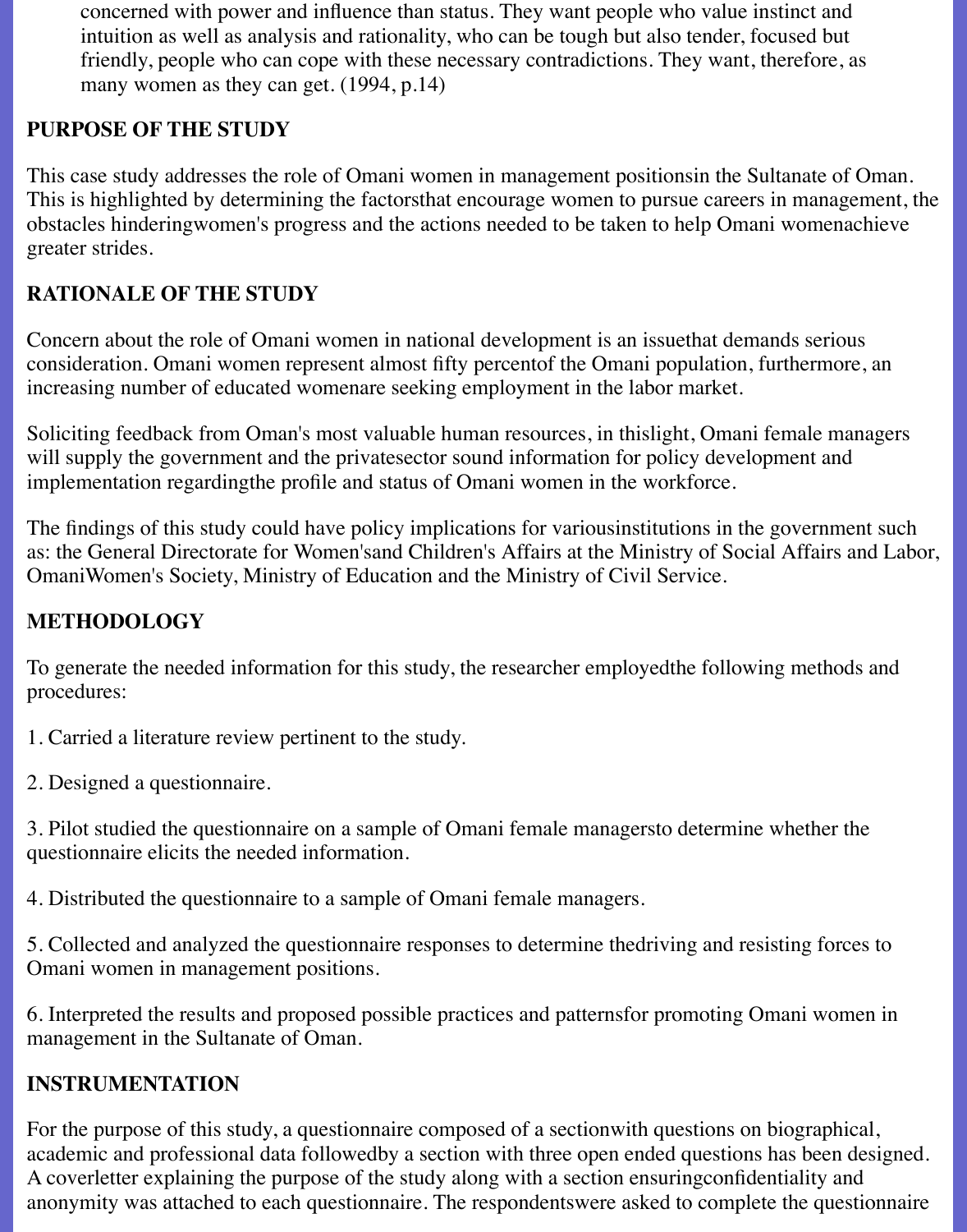> concerned with power and influence than status. They want people who value instinct and intuition as well as analysis and rationality, who can be tough but also tender, focused but friendly, people who can cope with these necessary contradictions. They want, therefore, as many women as they can get. (1994, p.14)

**PURPOSE OF THE STUDY**

This case study addresses the role of Omani women in management positionsin the Sultanate of Oman. This is highlighted by determining the factorsthat encourage women to pursue careers in management, the obstacles hinderingwomen's progress and the actions needed to be taken to help Omani womenachieve greater strides.

**RATIONALE OF THE STUDY**

Concern about the role of Omani women in national development is an issuethat demands serious consideration. Omani women represent almost fifty percentof the Omani population, furthermore, an increasing number of educated womenare seeking employment in the labor market.

Soliciting feedback from Oman's most valuable human resources, in thislight, Omani female managers will supply the government and the privatesector sound information for policy development and implementation regardingthe profile and status of Omani women in the workforce.

The findings of this study could have policy implications for variousinstitutions in the government such as: the General Directorate for Women'sand Children's Affairs at the Ministry of Social Affairs and Labor, OmaniWomen's Society, Ministry of Education and the Ministry of Civil Service.

**METHODOLOGY**

To generate the needed information for this study, the researcher employedthe following methods and procedures:

1. Carried a literature review pertinent to the study.

2. Designed a questionnaire.

3. Pilot studied the questionnaire on a sample of Omani female managersto determine whether the questionnaire elicits the needed information.

4. Distributed the questionnaire to a sample of Omani female managers.

5. Collected and analyzed the questionnaire responses to determine thedriving and resisting forces to Omani women in management positions.

6. Interpreted the results and proposed possible practices and patternsfor promoting Omani women in management in the Sultanate of Oman.

**INSTRUMENTATION**

For the purpose of this study, a questionnaire composed of a sectionwith questions on biographical, academic and professional data followedby a section with three open ended questions has been designed. A coverletter explaining the purpose of the study along with a section ensuringconfidentiality and anonymity was attached to each questionnaire. The respondentswere asked to complete the questionnaire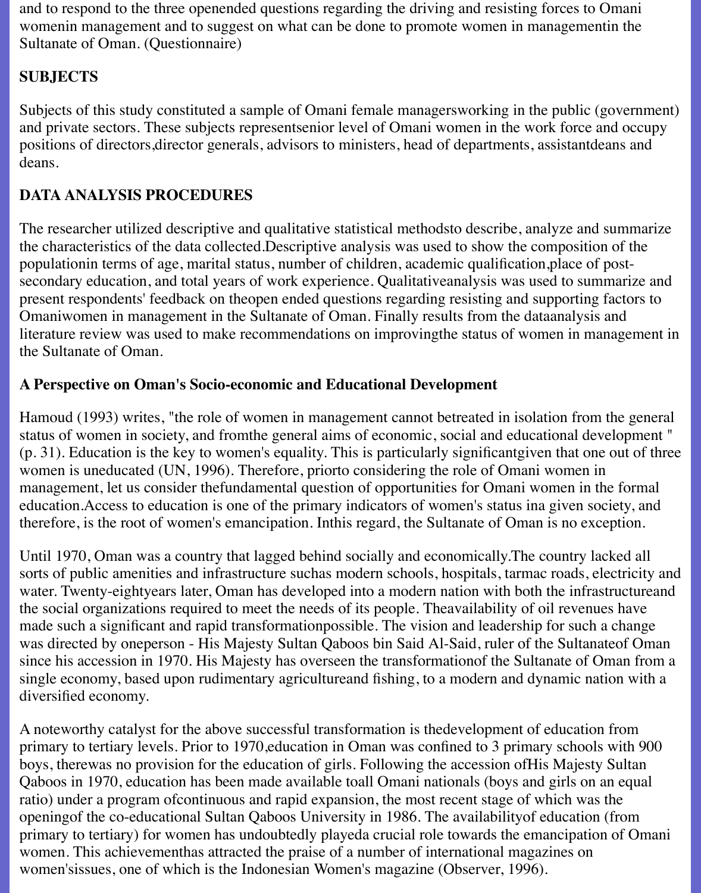and to respond to the three openended questions regarding the driving and resisting forces to Omani womenin management and to suggest on what can be done to promote women in managementin the Sultanate of Oman. (Questionnaire)

**SUBJECTS**

Subjects of this study constituted a sample of Omani female managersworking in the public (government) and private sectors. These subjects representsenior level of Omani women in the work force and occupy positions of directors,director generals, advisors to ministers, head of departments, assistantdeans and deans.

**DATA ANALYSIS PROCEDURES**

The researcher utilized descriptive and qualitative statistical methodsto describe, analyze and summarize the characteristics of the data collected.Descriptive analysis was used to show the composition of the populationin terms of age, marital status, number of children, academic qualification,place of post-secondary education, and total years of work experience. Qualitativeanalysis was used to summarize and present respondents' feedback on theopen ended questions regarding resisting and supporting factors to Omaniwomen in management in the Sultanate of Oman. Finally results from the dataanalysis and literature review was used to make recommendations on improvingthe status of women in management in the Sultanate of Oman.

**A Perspective on Oman's Socio-economic and Educational Development**

Hamoud (1993) writes, "the role of women in management cannot betreated in isolation from the general status of women in society, and fromthe general aims of economic, social and educational development " (p. 31). Education is the key to women's equality. This is particularly significantgiven that one out of three women is uneducated (UN, 1996). Therefore, priorto considering the role of Omani women in management, let us consider thefundamental question of opportunities for Omani women in the formal education.Access to education is one of the primary indicators of women's status ina given society, and therefore, is the root of women's emancipation. Inthis regard, the Sultanate of Oman is no exception.

Until 1970, Oman was a country that lagged behind socially and economically.The country lacked all sorts of public amenities and infrastructure suchas modern schools, hospitals, tarmac roads, electricity and water. Twenty-eightyears later, Oman has developed into a modern nation with both the infrastructureand the social organizations required to meet the needs of its people. Theavailability of oil revenues have made such a significant and rapid transformationpossible. The vision and leadership for such a change was directed by oneperson - His Majesty Sultan Qaboos bin Said Al-Said, ruler of the Sultanateof Oman since his accession in 1970. His Majesty has overseen the transformationof the Sultanate of Oman from a single economy, based upon rudimentary agricultureand fishing, to a modern and dynamic nation with a diversified economy.

A noteworthy catalyst for the above successful transformation is thedevelopment of education from primary to tertiary levels. Prior to 1970,education in Oman was confined to 3 primary schools with 900 boys, therewas no provision for the education of girls. Following the accession ofHis Majesty Sultan Qaboos in 1970, education has been made available toall Omani nationals (boys and girls on an equal ratio) under a program ofcontinuous and rapid expansion, the most recent stage of which was the openingof the co-educational Sultan Qaboos University in 1986. The availabilityof education (from primary to tertiary) for women has undoubtedly playeda crucial role towards the emancipation of Omani women. This achievementhas attracted the praise of a number of international magazines on women'sissues, one of which is the Indonesian Women's magazine (Observer, 1996).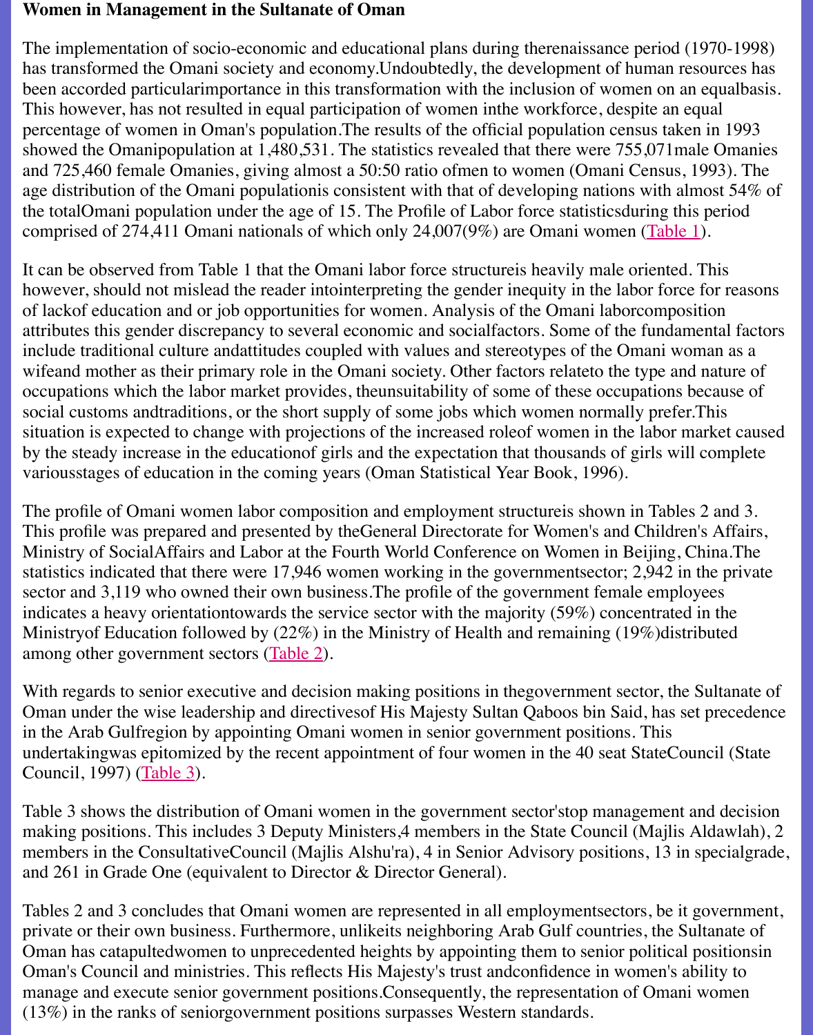**Women in Management in the Sultanate of Oman**

The implementation of socio-economic and educational plans during therenaissance period (1970-1998) has transformed the Omani society and economy.Undoubtedly, the development of human resources has been accorded particularimportance in this transformation with the inclusion of women on an equalbasis. This however, has not resulted in equal participation of women inthe workforce, despite an equal percentage of women in Oman's population.The results of the official population census taken in 1993 showed the Omanipopulation at 1,480,531. The statistics revealed that there were 755,071male Omanies and 725,460 female Omanies, giving almost a 50:50 ratio ofmen to women (Omani Census, 1993). The age distribution of the Omani populationis consistent with that of developing nations with almost 54% of the totalOmani population under the age of 15. The Profile of Labor force statisticsduring this period comprised of 274,411 Omani nationals of which only 24,007(9%) are Omani women (Table 1).

It can be observed from Table 1 that the Omani labor force structureis heavily male oriented. This however, should not mislead the reader intointerpreting the gender inequity in the labor force for reasons of lackof education and or job opportunities for women. Analysis of the Omani laborcomposition attributes this gender discrepancy to several economic and socialfactors. Some of the fundamental factors include traditional culture andattitudes coupled with values and stereotypes of the Omani woman as a wifeand mother as their primary role in the Omani society. Other factors relateto the type and nature of occupations which the labor market provides, theunsuitability of some of these occupations because of social customs andtraditions, or the short supply of some jobs which women normally prefer.This situation is expected to change with projections of the increased roleof women in the labor market caused by the steady increase in the educationof girls and the expectation that thousands of girls will complete variousstages of education in the coming years (Oman Statistical Year Book, 1996).

The profile of Omani women labor composition and employment structureis shown in Tables 2 and 3. This profile was prepared and presented by theGeneral Directorate for Women's and Children's Affairs, Ministry of SocialAffairs and Labor at the Fourth World Conference on Women in Beijing, China.The statistics indicated that there were 17,946 women working in the governmentsector; 2,942 in the private sector and 3,119 who owned their own business.The profile of the government female employees indicates a heavy orientationtowards the service sector with the majority (59%) concentrated in the Ministryof Education followed by (22%) in the Ministry of Health and remaining (19%)distributed among other government sectors (Table 2).

With regards to senior executive and decision making positions in thegovernment sector, the Sultanate of Oman under the wise leadership and directivesof His Majesty Sultan Qaboos bin Said, has set precedence in the Arab Gulfregion by appointing Omani women in senior government positions. This undertakingwas epitomized by the recent appointment of four women in the 40 seat StateCouncil (State Council, 1997) (Table 3).

Table 3 shows the distribution of Omani women in the government sector'stop management and decision making positions. This includes 3 Deputy Ministers,4 members in the State Council (Majlis Aldawlah), 2 members in the ConsultativeCouncil (Majlis Alshu'ra), 4 in Senior Advisory positions, 13 in specialgrade, and 261 in Grade One (equivalent to Director & Director General).

Tables 2 and 3 concludes that Omani women are represented in all employmentsectors, be it government, private or their own business. Furthermore, unlikeits neighboring Arab Gulf countries, the Sultanate of Oman has catapultedwomen to unprecedented heights by appointing them to senior political positionsin Oman's Council and ministries. This reflects His Majesty's trust andconfidence in women's ability to manage and execute senior government positions.Consequently, the representation of Omani women (13%) in the ranks of seniorgovernment positions surpasses Western standards.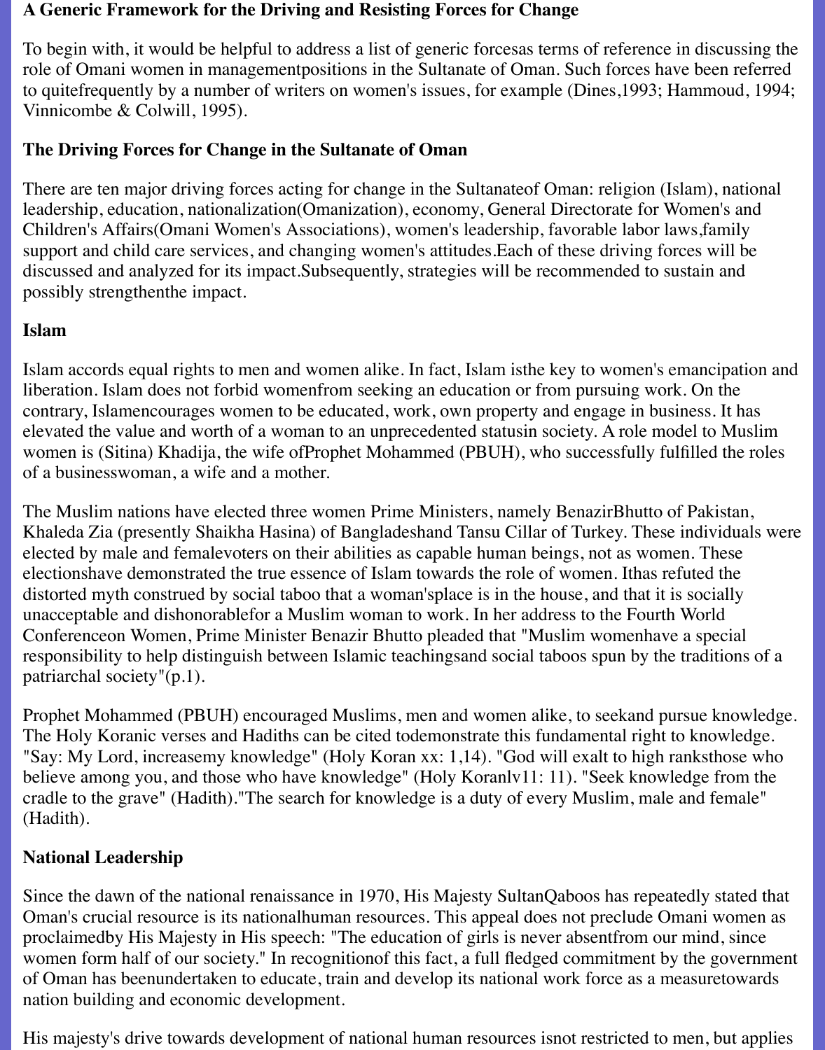### A Generic Framework for the Driving and Resisting Forces for Change

To begin with, it would be helpful to address a list of generic forcesas terms of reference in discussing the role of Omani women in managementpositions in the Sultanate of Oman. Such forces have been referred to quitefrequently by a number of writers on women's issues, for example (Dines,1993; Hammoud, 1994; Vinnicombe & Colwill, 1995).

### The Driving Forces for Change in the Sultanate of Oman

There are ten major driving forces acting for change in the Sultanateof Oman: religion (Islam), national leadership, education, nationalization(Omanization), economy, General Directorate for Women's and Children's Affairs(Omani Women's Associations), women's leadership, favorable labor laws,family support and child care services, and changing women's attitudes.Each of these driving forces will be discussed and analyzed for its impact.Subsequently, strategies will be recommended to sustain and possibly strengthenthe impact.

### Islam

Islam accords equal rights to men and women alike. In fact, Islam isthe key to women's emancipation and liberation. Islam does not forbid womenfrom seeking an education or from pursuing work. On the contrary, Islamencourages women to be educated, work, own property and engage in business. It has elevated the value and worth of a woman to an unprecedented statusin society. A role model to Muslim women is (Sitina) Khadija, the wife ofProphet Mohammed (PBUH), who successfully fulfilled the roles of a businesswoman, a wife and a mother.

The Muslim nations have elected three women Prime Ministers, namely BenazirBhutto of Pakistan, Khaleda Zia (presently Shaikha Hasina) of Bangladeshand Tansu Cillar of Turkey. These individuals were elected by male and femalevoters on their abilities as capable human beings, not as women. These electionshave demonstrated the true essence of Islam towards the role of women. Ithas refuted the distorted myth construed by social taboo that a woman'splace is in the house, and that it is socially unacceptable and dishonorablefor a Muslim woman to work. In her address to the Fourth World Conferenceon Women, Prime Minister Benazir Bhutto pleaded that "Muslim womenhave a special responsibility to help distinguish between Islamic teachingsand social taboos spun by the traditions of a patriarchal society"(p.1).

Prophet Mohammed (PBUH) encouraged Muslims, men and women alike, to seekand pursue knowledge. The Holy Koranic verses and Hadiths can be cited todemonstrate this fundamental right to knowledge. "Say: My Lord, increasemy knowledge" (Holy Koran xx: 1,14). "God will exalt to high ranksthose who believe among you, and those who have knowledge" (Holy Koranlv11: 11). "Seek knowledge from the cradle to the grave" (Hadith)."The search for knowledge is a duty of every Muslim, male and female" (Hadith).

### National Leadership

Since the dawn of the national renaissance in 1970, His Majesty SultanQaboos has repeatedly stated that Oman's crucial resource is its nationalhuman resources. This appeal does not preclude Omani women as proclaimedby His Majesty in His speech: "The education of girls is never absentfrom our mind, since women form half of our society." In recognitionof this fact, a full fledged commitment by the government of Oman has beenundertaken to educate, train and develop its national work force as a measuretowards nation building and economic development.

His majesty's drive towards development of national human resources isnot restricted to men, but applies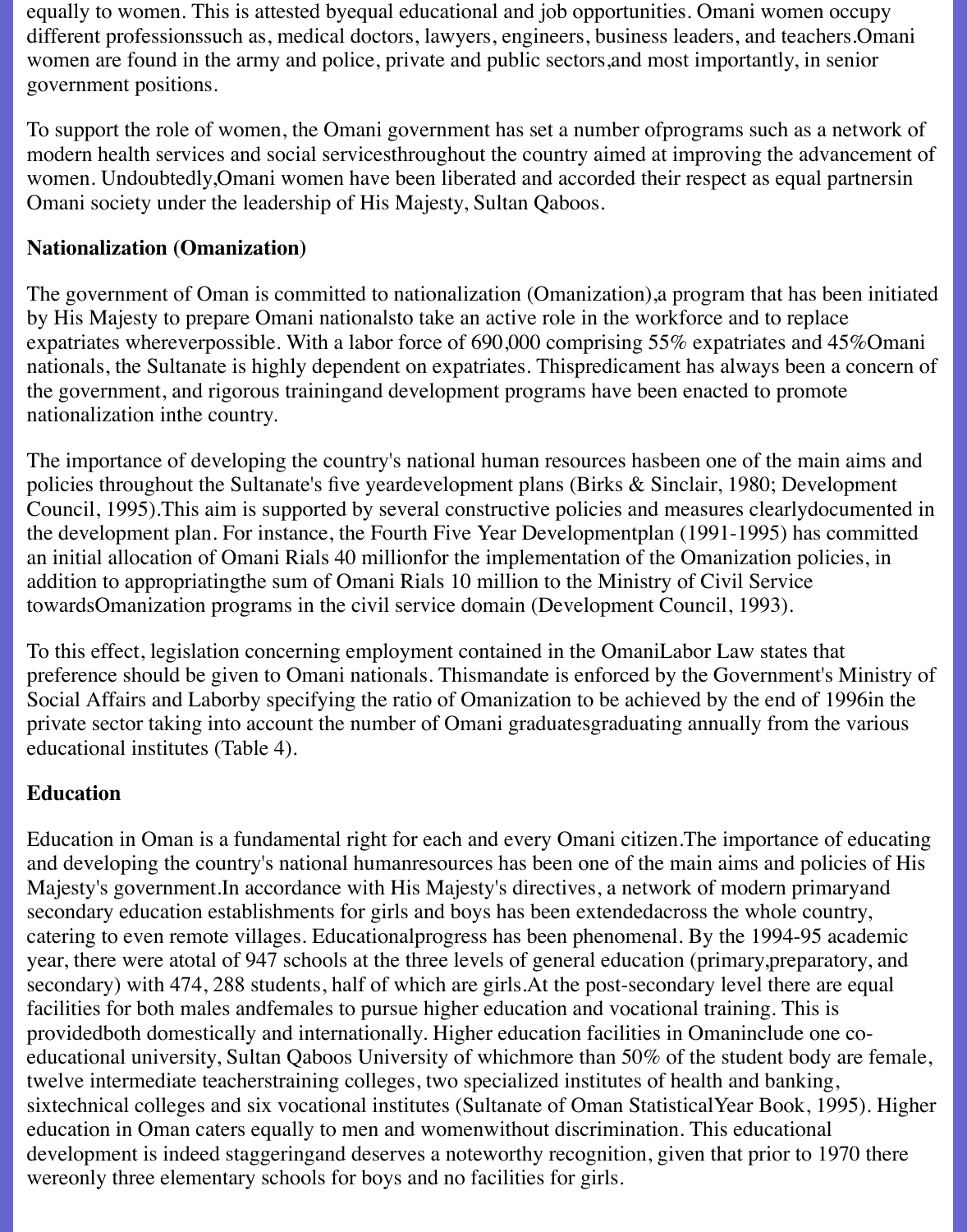equally to women. This is attested byequal educational and job opportunities. Omani women occupy different professionssuch as, medical doctors, lawyers, engineers, business leaders, and teachers.Omani women are found in the army and police, private and public sectors,and most importantly, in senior government positions.

To support the role of women, the Omani government has set a number ofprograms such as a network of modern health services and social servicesthroughout the country aimed at improving the advancement of women. Undoubtedly,Omani women have been liberated and accorded their respect as equal partnersin Omani society under the leadership of His Majesty, Sultan Qaboos.

**Nationalization (Omanization)**

The government of Oman is committed to nationalization (Omanization),a program that has been initiated by His Majesty to prepare Omani nationalsto take an active role in the workforce and to replace expatriates whereverpossible. With a labor force of 690,000 comprising 55% expatriates and 45%Omani nationals, the Sultanate is highly dependent on expatriates. Thispredicament has always been a concern of the government, and rigorous trainingand development programs have been enacted to promote nationalization inthe country.

The importance of developing the country's national human resources hasbeen one of the main aims and policies throughout the Sultanate's five yeardevelopment plans (Birks & Sinclair, 1980; Development Council, 1995).This aim is supported by several constructive policies and measures clearlydocumented in the development plan. For instance, the Fourth Five Year Developmentplan (1991-1995) has committed an initial allocation of Omani Rials 40 millionfor the implementation of the Omanization policies, in addition to appropriatingthe sum of Omani Rials 10 million to the Ministry of Civil Service towardsOmanization programs in the civil service domain (Development Council, 1993).

To this effect, legislation concerning employment contained in the OmaniLabor Law states that preference should be given to Omani nationals. Thismandate is enforced by the Government's Ministry of Social Affairs and Laborby specifying the ratio of Omanization to be achieved by the end of 1996in the private sector taking into account the number of Omani graduatesgraduating annually from the various educational institutes (Table 4).

**Education**

Education in Oman is a fundamental right for each and every Omani citizen.The importance of educating and developing the country's national humanresources has been one of the main aims and policies of His Majesty's government.In accordance with His Majesty's directives, a network of modern primaryand secondary education establishments for girls and boys has been extendedacross the whole country, catering to even remote villages. Educationalprogress has been phenomenal. By the 1994-95 academic year, there were atotal of 947 schools at the three levels of general education (primary,preparatory, and secondary) with 474, 288 students, half of which are girls.At the post-secondary level there are equal facilities for both males andfemales to pursue higher education and vocational training. This is providedboth domestically and internationally. Higher education facilities in Omaninclude one co-educational university, Sultan Qaboos University of whichmore than 50% of the student body are female, twelve intermediate teacherstraining colleges, two specialized institutes of health and banking, sixtechnical colleges and six vocational institutes (Sultanate of Oman StatisticalYear Book, 1995). Higher education in Oman caters equally to men and womenwithout discrimination. This educational development is indeed staggeringand deserves a noteworthy recognition, given that prior to 1970 there wereonly three elementary schools for boys and no facilities for girls.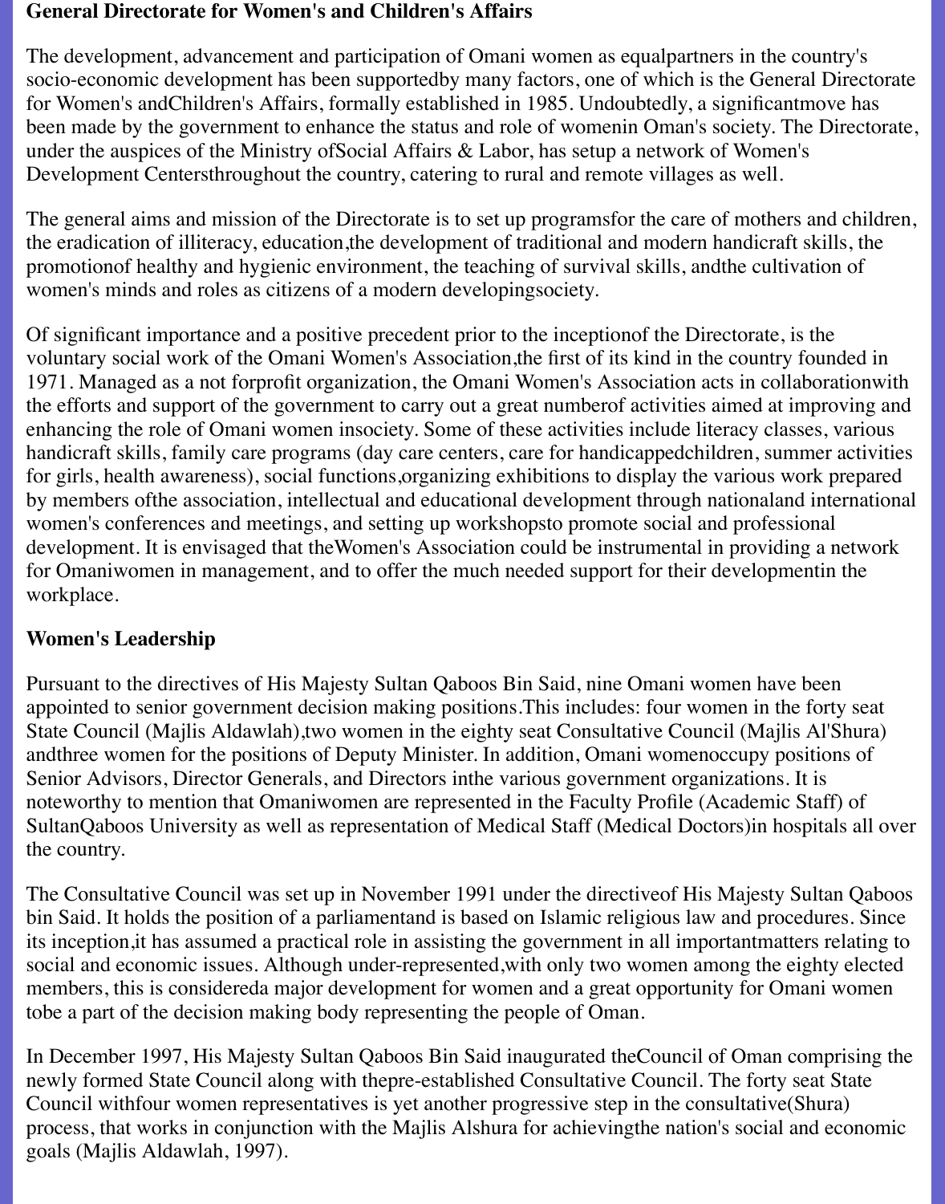### General Directorate for Women's and Children's Affairs

The development, advancement and participation of Omani women as equalpartners in the country's socio-economic development has been supportedby many factors, one of which is the General Directorate for Women's andChildren's Affairs, formally established in 1985. Undoubtedly, a significantmove has been made by the government to enhance the status and role of womenin Oman's society. The Directorate, under the auspices of the Ministry ofSocial Affairs & Labor, has setup a network of Women's Development Centersthroughout the country, catering to rural and remote villages as well.

The general aims and mission of the Directorate is to set up programsfor the care of mothers and children, the eradication of illiteracy, education,the development of traditional and modern handicraft skills, the promotionof healthy and hygienic environment, the teaching of survival skills, andthe cultivation of women's minds and roles as citizens of a modern developingsociety.

Of significant importance and a positive precedent prior to the inceptionof the Directorate, is the voluntary social work of the Omani Women's Association,the first of its kind in the country founded in 1971. Managed as a not forprofit organization, the Omani Women's Association acts in collaborationwith the efforts and support of the government to carry out a great numberof activities aimed at improving and enhancing the role of Omani women insociety. Some of these activities include literacy classes, various handicraft skills, family care programs (day care centers, care for handicappedchildren, summer activities for girls, health awareness), social functions,organizing exhibitions to display the various work prepared by members ofthe association, intellectual and educational development through nationaland international women's conferences and meetings, and setting up workshopsto promote social and professional development. It is envisaged that theWomen's Association could be instrumental in providing a network for Omaniwomen in management, and to offer the much needed support for their developmentin the workplace.

### Women's Leadership

Pursuant to the directives of His Majesty Sultan Qaboos Bin Said, nine Omani women have been appointed to senior government decision making positions.This includes: four women in the forty seat State Council (Majlis Aldawlah),two women in the eighty seat Consultative Council (Majlis Al'Shura) andthree women for the positions of Deputy Minister. In addition, Omani womenoccupy positions of Senior Advisors, Director Generals, and Directors inthe various government organizations. It is noteworthy to mention that Omaniwomen are represented in the Faculty Profile (Academic Staff) of SultanQaboos University as well as representation of Medical Staff (Medical Doctors)in hospitals all over the country.

The Consultative Council was set up in November 1991 under the directiveof His Majesty Sultan Qaboos bin Said. It holds the position of a parliamentand is based on Islamic religious law and procedures. Since its inception,it has assumed a practical role in assisting the government in all importantmatters relating to social and economic issues. Although under-represented,with only two women among the eighty elected members, this is considereda major development for women and a great opportunity for Omani women tobe a part of the decision making body representing the people of Oman.

In December 1997, His Majesty Sultan Qaboos Bin Said inaugurated theCouncil of Oman comprising the newly formed State Council along with thepre-established Consultative Council. The forty seat State Council withfour women representatives is yet another progressive step in the consultative(Shura) process, that works in conjunction with the Majlis Alshura for achievingthe nation's social and economic goals (Majlis Aldawlah, 1997).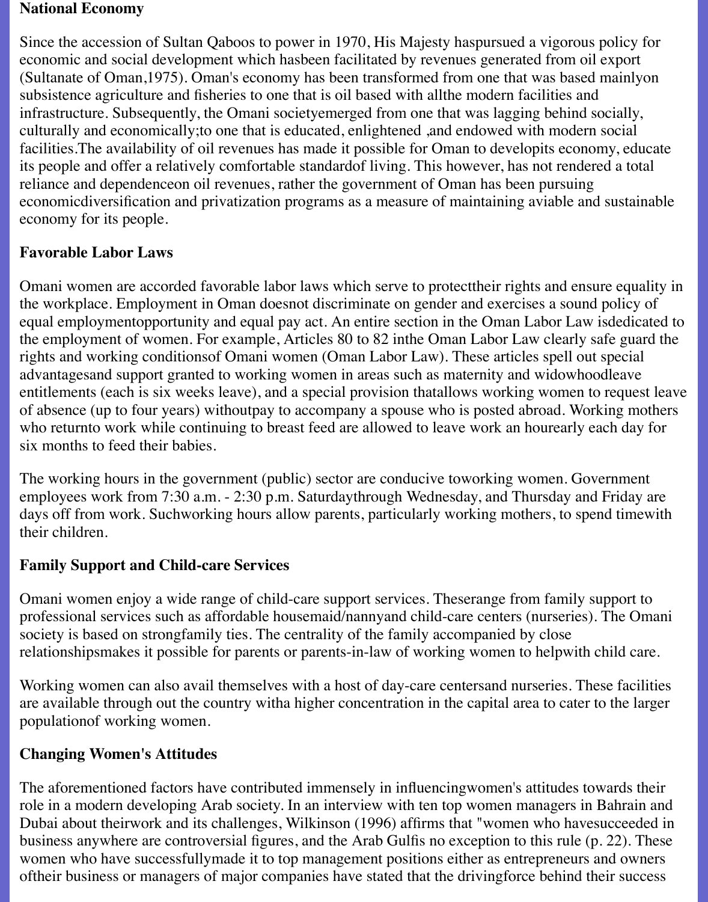**National Economy**

Since the accession of Sultan Qaboos to power in 1970, His Majesty haspursued a vigorous policy for economic and social development which hasbeen facilitated by revenues generated from oil export (Sultanate of Oman,1975). Oman's economy has been transformed from one that was based mainlyon subsistence agriculture and fisheries to one that is oil based with allthe modern facilities and infrastructure. Subsequently, the Omani societyemerged from one that was lagging behind socially, culturally and economically;to one that is educated, enlightened ,and endowed with modern social facilities.The availability of oil revenues has made it possible for Oman to developits economy, educate its people and offer a relatively comfortable standardof living. This however, has not rendered a total reliance and dependenceon oil revenues, rather the government of Oman has been pursuing economicdiversification and privatization programs as a measure of maintaining aviable and sustainable economy for its people.

**Favorable Labor Laws**

Omani women are accorded favorable labor laws which serve to protecttheir rights and ensure equality in the workplace. Employment in Oman doesnot discriminate on gender and exercises a sound policy of equal employmentopportunity and equal pay act. An entire section in the Oman Labor Law isdedicated to the employment of women. For example, Articles 80 to 82 inthe Oman Labor Law clearly safe guard the rights and working conditionsof Omani women (Oman Labor Law). These articles spell out special advantagesand support granted to working women in areas such as maternity and widowhoodleave entitlements (each is six weeks leave), and a special provision thatallows working women to request leave of absence (up to four years) withoutpay to accompany a spouse who is posted abroad. Working mothers who returnto work while continuing to breast feed are allowed to leave work an hourearly each day for six months to feed their babies.

The working hours in the government (public) sector are conducive toworking women. Government employees work from 7:30 a.m. - 2:30 p.m. Saturdaythrough Wednesday, and Thursday and Friday are days off from work. Suchworking hours allow parents, particularly working mothers, to spend timewith their children.

**Family Support and Child-care Services**

Omani women enjoy a wide range of child-care support services. Theserange from family support to professional services such as affordable housemaid/nannyand child-care centers (nurseries). The Omani society is based on strongfamily ties. The centrality of the family accompanied by close relationshipsmakes it possible for parents or parents-in-law of working women to helpwith child care.

Working women can also avail themselves with a host of day-care centersand nurseries. These facilities are available through out the country witha higher concentration in the capital area to cater to the larger populationof working women.

**Changing Women's Attitudes**

The aforementioned factors have contributed immensely in influencingwomen's attitudes towards their role in a modern developing Arab society. In an interview with ten top women managers in Bahrain and Dubai about theirwork and its challenges, Wilkinson (1996) affirms that "women who havesucceeded in business anywhere are controversial figures, and the Arab Gulfis no exception to this rule (p. 22). These women who have successfullymade it to top management positions either as entrepreneurs and owners oftheir business or managers of major companies have stated that the drivingforce behind their success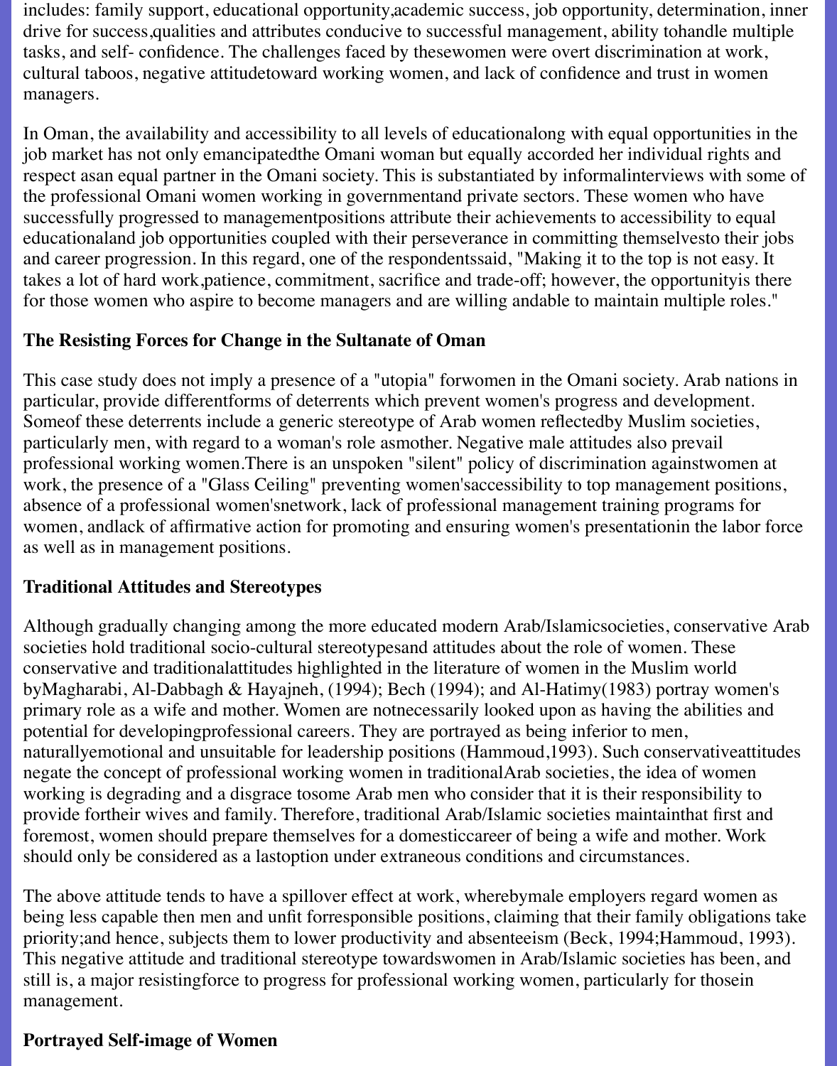includes: family support, educational opportunity,academic success, job opportunity, determination, inner drive for success,qualities and attributes conducive to successful management, ability tohandle multiple tasks, and self- confidence. The challenges faced by thesewomen were overt discrimination at work, cultural taboos, negative attitudetoward working women, and lack of confidence and trust in women managers.

In Oman, the availability and accessibility to all levels of educationalong with equal opportunities in the job market has not only emancipatedthe Omani woman but equally accorded her individual rights and respect asan equal partner in the Omani society. This is substantiated by informalinterviews with some of the professional Omani women working in governmentand private sectors. These women who have successfully progressed to managementpositions attribute their achievements to accessibility to equal educationaland job opportunities coupled with their perseverance in committing themselvesto their jobs and career progression. In this regard, one of the respondentssaid, "Making it to the top is not easy. It takes a lot of hard work,patience, commitment, sacrifice and trade-off; however, the opportunityis there for those women who aspire to become managers and are willing andable to maintain multiple roles."

### The Resisting Forces for Change in the Sultanate of Oman

This case study does not imply a presence of a "utopia" forwomen in the Omani society. Arab nations in particular, provide differentforms of deterrents which prevent women's progress and development. Someof these deterrents include a generic stereotype of Arab women reflectedby Muslim societies, particularly men, with regard to a woman's role asmother. Negative male attitudes also prevail professional working women.There is an unspoken "silent" policy of discrimination againstwomen at work, the presence of a "Glass Ceiling" preventing women'saccessibility to top management positions, absence of a professional women'snetwork, lack of professional management training programs for women, andlack of affirmative action for promoting and ensuring women's presentationin the labor force as well as in management positions.

### Traditional Attitudes and Stereotypes

Although gradually changing among the more educated modern Arab/Islamicsocieties, conservative Arab societies hold traditional socio-cultural stereotypesand attitudes about the role of women. These conservative and traditionalattitudes highlighted in the literature of women in the Muslim world byMagharabi, Al-Dabbagh & Hayajneh, (1994); Bech (1994); and Al-Hatimy(1983) portray women's primary role as a wife and mother. Women are notnecessarily looked upon as having the abilities and potential for developingprofessional careers. They are portrayed as being inferior to men, naturallyemotional and unsuitable for leadership positions (Hammoud,1993). Such conservativeattitudes negate the concept of professional working women in traditionalArab societies, the idea of women working is degrading and a disgrace tosome Arab men who consider that it is their responsibility to provide fortheir wives and family. Therefore, traditional Arab/Islamic societies maintainthat first and foremost, women should prepare themselves for a domesticcareer of being a wife and mother. Work should only be considered as a lastoption under extraneous conditions and circumstances.

The above attitude tends to have a spillover effect at work, wherebymale employers regard women as being less capable then men and unfit forresponsible positions, claiming that their family obligations take priority;and hence, subjects them to lower productivity and absenteeism (Beck, 1994;Hammoud, 1993). This negative attitude and traditional stereotype towardswomen in Arab/Islamic societies has been, and still is, a major resistingforce to progress for professional working women, particularly for thosein management.

### Portrayed Self-image of Women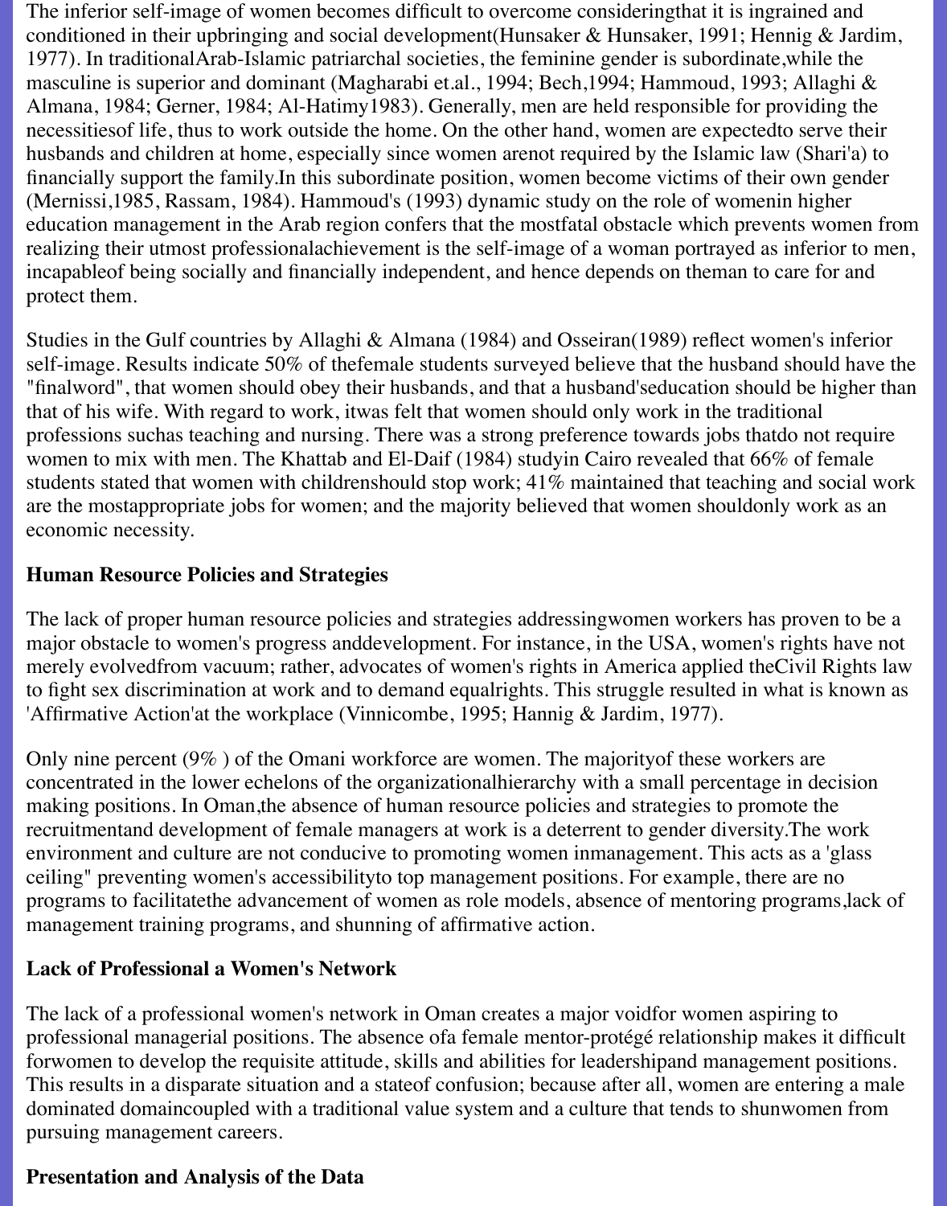The inferior self-image of women becomes difficult to overcome consideringthat it is ingrained and conditioned in their upbringing and social development(Hunsaker & Hunsaker, 1991; Hennig & Jardim, 1977). In traditionalArab-Islamic patriarchal societies, the feminine gender is subordinate,while the masculine is superior and dominant (Magharabi et.al., 1994; Bech,1994; Hammoud, 1993; Allaghi & Almana, 1984; Gerner, 1984; Al-Hatimy1983). Generally, men are held responsible for providing the necessitiesof life, thus to work outside the home. On the other hand, women are expectedto serve their husbands and children at home, especially since women arenot required by the Islamic law (Shari'a) to financially support the family.In this subordinate position, women become victims of their own gender (Mernissi,1985, Rassam, 1984). Hammoud's (1993) dynamic study on the role of womenin higher education management in the Arab region confers that the mostfatal obstacle which prevents women from realizing their utmost professionalachievement is the self-image of a woman portrayed as inferior to men, incapableof being socially and financially independent, and hence depends on theman to care for and protect them.

Studies in the Gulf countries by Allaghi & Almana (1984) and Osseiran(1989) reflect women's inferior self-image. Results indicate 50% of thefemale students surveyed believe that the husband should have the "finalword", that women should obey their husbands, and that a husband'seducation should be higher than that of his wife. With regard to work, itwas felt that women should only work in the traditional professions suchas teaching and nursing. There was a strong preference towards jobs thatdo not require women to mix with men. The Khattab and El-Daif (1984) studyin Cairo revealed that 66% of female students stated that women with childrenshould stop work; 41% maintained that teaching and social work are the mostappropriate jobs for women; and the majority believed that women shouldonly work as an economic necessity.

## Human Resource Policies and Strategies

The lack of proper human resource policies and strategies addressingwomen workers has proven to be a major obstacle to women's progress anddevelopment. For instance, in the USA, women's rights have not merely evolvedfrom vacuum; rather, advocates of women's rights in America applied theCivil Rights law to fight sex discrimination at work and to demand equalrights. This struggle resulted in what is known as 'Affirmative Action'at the workplace (Vinnicombe, 1995; Hannig & Jardim, 1977).

Only nine percent (9% ) of the Omani workforce are women. The majorityof these workers are concentrated in the lower echelons of the organizationalhierarchy with a small percentage in decision making positions. In Oman,the absence of human resource policies and strategies to promote the recruitmentand development of female managers at work is a deterrent to gender diversity.The work environment and culture are not conducive to promoting women inmanagement. This acts as a 'glass ceiling" preventing women's accessibilityto top management positions. For example, there are no programs to facilitatethe advancement of women as role models, absence of mentoring programs,lack of management training programs, and shunning of affirmative action.

## Lack of Professional a Women's Network

The lack of a professional women's network in Oman creates a major voidfor women aspiring to professional managerial positions. The absence ofa female mentor-protégé relationship makes it difficult forwomen to develop the requisite attitude, skills and abilities for leadershipand management positions. This results in a disparate situation and a stateof confusion; because after all, women are entering a male dominated domaincoupled with a traditional value system and a culture that tends to shunwomen from pursuing management careers.

## Presentation and Analysis of the Data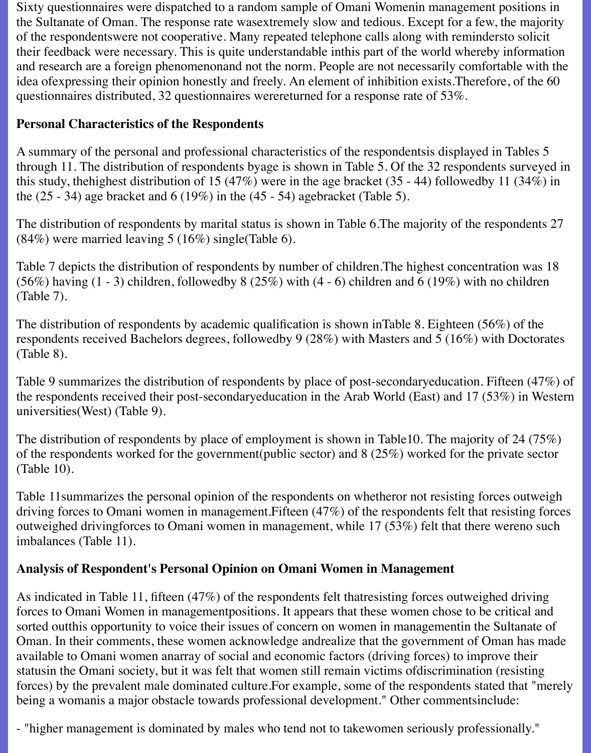Sixty questionnaires were dispatched to a random sample of Omani Womenin management positions in the Sultanate of Oman. The response rate wasextremely slow and tedious. Except for a few, the majority of the respondentswere not cooperative. Many repeated telephone calls along with remindersto solicit their feedback were necessary. This is quite understandable inthis part of the world whereby information and research are a foreign phenomenonand not the norm. People are not necessarily comfortable with the idea ofexpressing their opinion honestly and freely. An element of inhibition exists.Therefore, of the 60 questionnaires distributed, 32 questionnaires werereturned for a response rate of 53%.

**Personal Characteristics of the Respondents**

A summary of the personal and professional characteristics of the respondentsis displayed in Tables 5 through 11. The distribution of respondents byage is shown in Table 5. Of the 32 respondents surveyed in this study, thehighest distribution of 15 (47%) were in the age bracket (35 - 44) followedby 11 (34%) in the (25 - 34) age bracket and 6 (19%) in the (45 - 54) agebracket (Table 5).

The distribution of respondents by marital status is shown in Table 6.The majority of the respondents 27 (84%) were married leaving 5 (16%) single(Table 6).

Table 7 depicts the distribution of respondents by number of children.The highest concentration was 18 (56%) having (1 - 3) children, followedby 8 (25%) with (4 - 6) children and 6 (19%) with no children (Table 7).

The distribution of respondents by academic qualification is shown inTable 8. Eighteen (56%) of the respondents received Bachelors degrees, followedby 9 (28%) with Masters and 5 (16%) with Doctorates (Table 8).

Table 9 summarizes the distribution of respondents by place of post-secondaryeducation. Fifteen (47%) of the respondents received their post-secondaryeducation in the Arab World (East) and 17 (53%) in Western universities(West) (Table 9).

The distribution of respondents by place of employment is shown in Table10. The majority of 24 (75%) of the respondents worked for the government(public sector) and 8 (25%) worked for the private sector (Table 10).

Table 11summarizes the personal opinion of the respondents on whetheror not resisting forces outweigh driving forces to Omani women in management.Fifteen (47%) of the respondents felt that resisting forces outweighed drivingforces to Omani women in management, while 17 (53%) felt that there wereno such imbalances (Table 11).

**Analysis of Respondent's Personal Opinion on Omani Women in Management**

As indicated in Table 11, fifteen (47%) of the respondents felt thatresisting forces outweighed driving forces to Omani Women in managementpositions. It appears that these women chose to be critical and sorted outthis opportunity to voice their issues of concern on women in managementin the Sultanate of Oman. In their comments, these women acknowledge andrealize that the government of Oman has made available to Omani women anarray of social and economic factors (driving forces) to improve their statusin the Omani society, but it was felt that women still remain victims ofdiscrimination (resisting forces) by the prevalent male dominated culture.For example, some of the respondents stated that "merely being a womanis a major obstacle towards professional development." Other commentsinclude:

- "higher management is dominated by males who tend not to takewomen seriously professionally."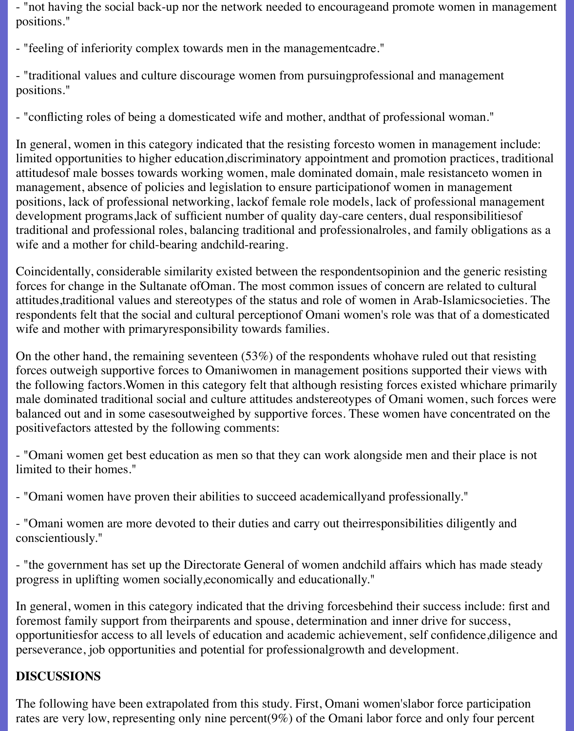- "not having the social back-up nor the network needed to encourageand promote women in management positions."

- "feeling of inferiority complex towards men in the managementcadre."

- "traditional values and culture discourage women from pursuingprofessional and management positions."

- "conflicting roles of being a domesticated wife and mother, andthat of professional woman."

In general, women in this category indicated that the resisting forcesto women in management include: limited opportunities to higher education,discriminatory appointment and promotion practices, traditional attitudesof male bosses towards working women, male dominated domain, male resistanceto women in management, absence of policies and legislation to ensure participationof women in management positions, lack of professional networking, lackof female role models, lack of professional management development programs,lack of sufficient number of quality day-care centers, dual responsibilitiesof traditional and professional roles, balancing traditional and professionalroles, and family obligations as a wife and a mother for child-bearing andchild-rearing.

Coincidentally, considerable similarity existed between the respondentsopinion and the generic resisting forces for change in the Sultanate ofOman. The most common issues of concern are related to cultural attitudes,traditional values and stereotypes of the status and role of women in Arab-Islamicsocieties. The respondents felt that the social and cultural perceptionof Omani women's role was that of a domesticated wife and mother with primaryresponsibility towards families.

On the other hand, the remaining seventeen (53%) of the respondents whohave ruled out that resisting forces outweigh supportive forces to Omaniwomen in management positions supported their views with the following factors.Women in this category felt that although resisting forces existed whichare primarily male dominated traditional social and culture attitudes andstereotypes of Omani women, such forces were balanced out and in some casesoutweighed by supportive forces. These women have concentrated on the positivefactors attested by the following comments:

- "Omani women get best education as men so that they can work alongside men and their place is not limited to their homes."

- "Omani women have proven their abilities to succeed academicallyand professionally."

- "Omani women are more devoted to their duties and carry out theirresponsibilities diligently and conscientiously."

- "the government has set up the Directorate General of women andchild affairs which has made steady progress in uplifting women socially,economically and educationally."

In general, women in this category indicated that the driving forcesbehind their success include: first and foremost family support from theirparents and spouse, determination and inner drive for success, opportunitiesfor access to all levels of education and academic achievement, self confidence,diligence and perseverance, job opportunities and potential for professionalgrowth and development.

**DISCUSSIONS**

The following have been extrapolated from this study. First, Omani women'slabor force participation rates are very low, representing only nine percent(9%) of the Omani labor force and only four percent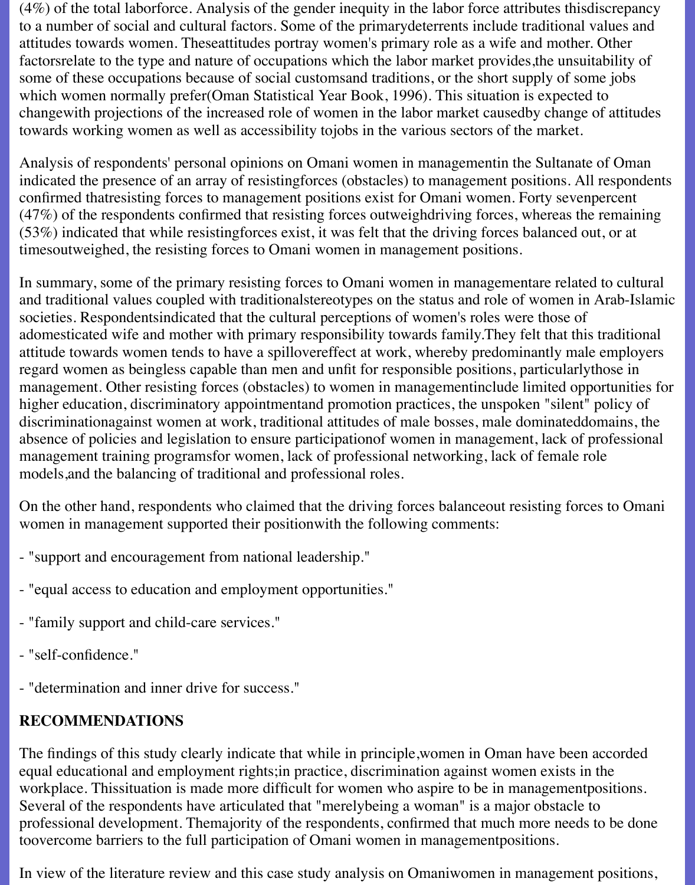(4%) of the total laborforce. Analysis of the gender inequity in the labor force attributes thisdiscrepancy to a number of social and cultural factors. Some of the primarydeterrents include traditional values and attitudes towards women. Theseattitudes portray women's primary role as a wife and mother. Other factorsrelate to the type and nature of occupations which the labor market provides,the unsuitability of some of these occupations because of social customsand traditions, or the short supply of some jobs which women normally prefer(Oman Statistical Year Book, 1996). This situation is expected to changewith projections of the increased role of women in the labor market causedby change of attitudes towards working women as well as accessibility tojobs in the various sectors of the market.

Analysis of respondents' personal opinions on Omani women in managementin the Sultanate of Oman indicated the presence of an array of resistingforces (obstacles) to management positions. All respondents confirmed thatresisting forces to management positions exist for Omani women. Forty sevenpercent (47%) of the respondents confirmed that resisting forces outweighdriving forces, whereas the remaining (53%) indicated that while resistingforces exist, it was felt that the driving forces balanced out, or at timesoutweighed, the resisting forces to Omani women in management positions.

In summary, some of the primary resisting forces to Omani women in managementare related to cultural and traditional values coupled with traditionalstereotypes on the status and role of women in Arab-Islamic societies. Respondentsindicated that the cultural perceptions of women's roles were those of adomesticated wife and mother with primary responsibility towards family.They felt that this traditional attitude towards women tends to have a spillovereffect at work, whereby predominantly male employers regard women as beingless capable than men and unfit for responsible positions, particularlythose in management. Other resisting forces (obstacles) to women in managementinclude limited opportunities for higher education, discriminatory appointmentand promotion practices, the unspoken "silent" policy of discriminationagainst women at work, traditional attitudes of male bosses, male dominateddomains, the absence of policies and legislation to ensure participationof women in management, lack of professional management training programsfor women, lack of professional networking, lack of female role models,and the balancing of traditional and professional roles.

On the other hand, respondents who claimed that the driving forces balanceout resisting forces to Omani women in management supported their positionwith the following comments:

- "support and encouragement from national leadership."

- "equal access to education and employment opportunities."

- "family support and child-care services."

- "self-confidence."

- "determination and inner drive for success."

**RECOMMENDATIONS**

The findings of this study clearly indicate that while in principle,women in Oman have been accorded equal educational and employment rights;in practice, discrimination against women exists in the workplace. Thissituation is made more difficult for women who aspire to be in managementpositions. Several of the respondents have articulated that "merelybeing a woman" is a major obstacle to professional development. Themajority of the respondents, confirmed that much more needs to be done toovercome barriers to the full participation of Omani women in managementpositions.

In view of the literature review and this case study analysis on Omaniwomen in management positions,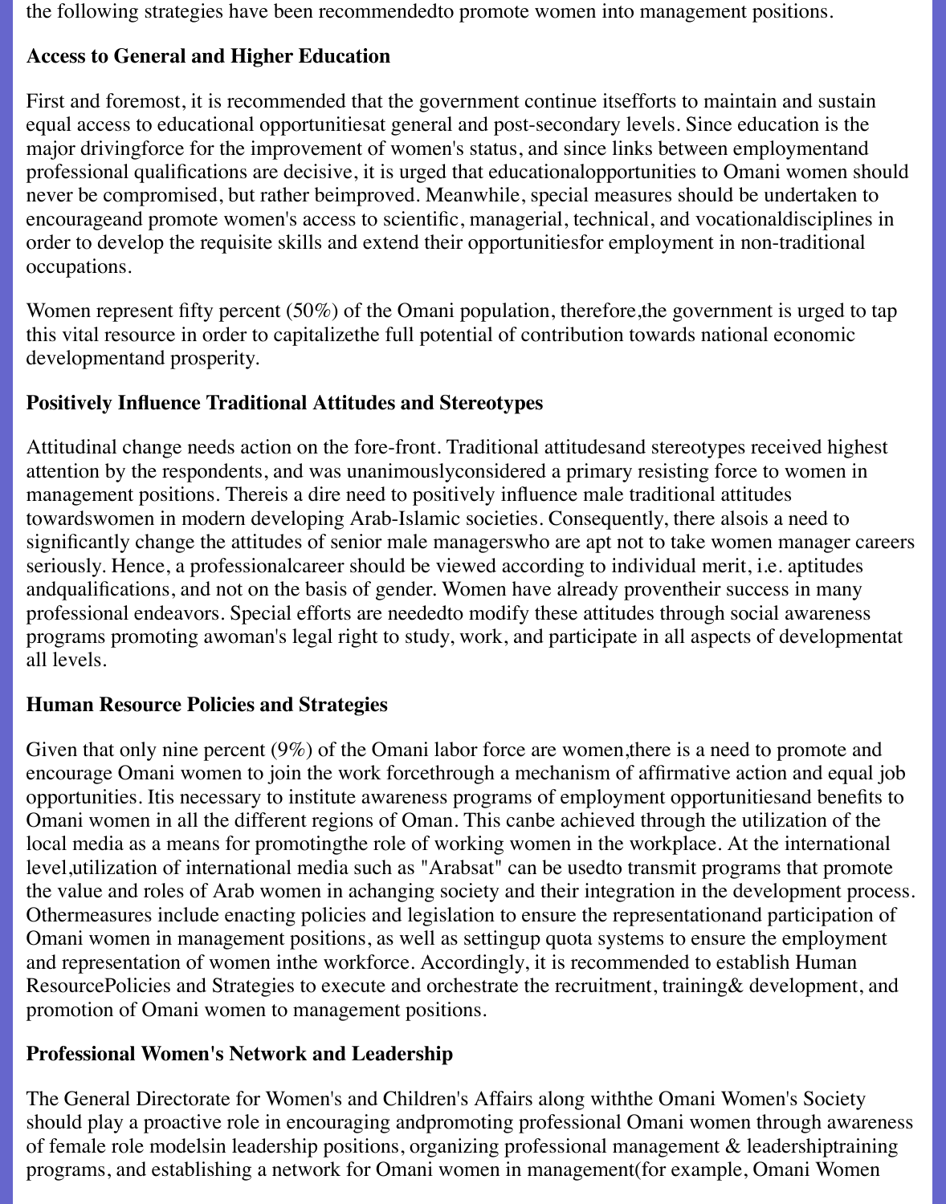the following strategies have been recommendedto promote women into management positions.

### Access to General and Higher Education

First and foremost, it is recommended that the government continue itsefforts to maintain and sustain equal access to educational opportunitiesat general and post-secondary levels. Since education is the major drivingforce for the improvement of women's status, and since links between employmentand professional qualifications are decisive, it is urged that educationalopportunities to Omani women should never be compromised, but rather beimproved. Meanwhile, special measures should be undertaken to encourageand promote women's access to scientific, managerial, technical, and vocationaldisciplines in order to develop the requisite skills and extend their opportunitiesfor employment in non-traditional occupations.

Women represent fifty percent (50%) of the Omani population, therefore,the government is urged to tap this vital resource in order to capitalizethe full potential of contribution towards national economic developmentand prosperity.

### Positively Influence Traditional Attitudes and Stereotypes

Attitudinal change needs action on the fore-front. Traditional attitudesand stereotypes received highest attention by the respondents, and was unanimouslyconsidered a primary resisting force to women in management positions. Thereis a dire need to positively influence male traditional attitudes towardswomen in modern developing Arab-Islamic societies. Consequently, there alsois a need to significantly change the attitudes of senior male managerswho are apt not to take women manager careers seriously. Hence, a professionalcareer should be viewed according to individual merit, i.e. aptitudes andqualifications, and not on the basis of gender. Women have already proventheir success in many professional endeavors. Special efforts are neededto modify these attitudes through social awareness programs promoting awoman's legal right to study, work, and participate in all aspects of developmentat all levels.

### Human Resource Policies and Strategies

Given that only nine percent (9%) of the Omani labor force are women,there is a need to promote and encourage Omani women to join the work forcethrough a mechanism of affirmative action and equal job opportunities. Itis necessary to institute awareness programs of employment opportunitiesand benefits to Omani women in all the different regions of Oman. This canbe achieved through the utilization of the local media as a means for promotingthe role of working women in the workplace. At the international level,utilization of international media such as "Arabsat" can be usedto transmit programs that promote the value and roles of Arab women in achanging society and their integration in the development process. Othermeasures include enacting policies and legislation to ensure the representationand participation of Omani women in management positions, as well as settingup quota systems to ensure the employment and representation of women inthe workforce. Accordingly, it is recommended to establish Human ResourcePolicies and Strategies to execute and orchestrate the recruitment, training& development, and promotion of Omani women to management positions.

### Professional Women's Network and Leadership

The General Directorate for Women's and Children's Affairs along withthe Omani Women's Society should play a proactive role in encouraging andpromoting professional Omani women through awareness of female role modelsin leadership positions, organizing professional management & leadershiptraining programs, and establishing a network for Omani women in management(for example, Omani Women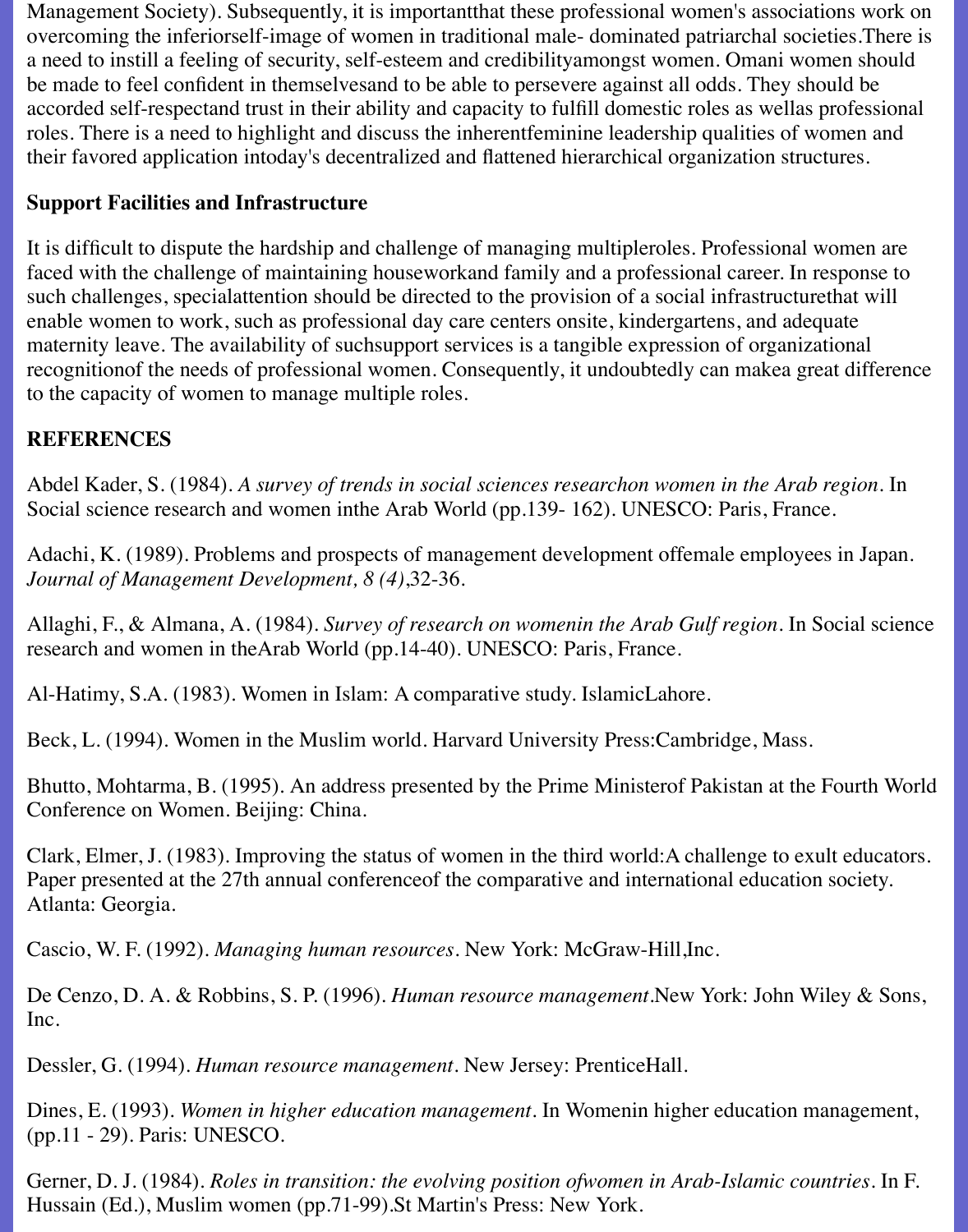Management Society). Subsequently, it is importantthat these professional women's associations work on overcoming the inferiorself-image of women in traditional male- dominated patriarchal societies.There is a need to instill a feeling of security, self-esteem and credibilityamongst women. Omani women should be made to feel confident in themselvesand to be able to persevere against all odds. They should be accorded self-respectand trust in their ability and capacity to fulfill domestic roles as wellas professional roles. There is a need to highlight and discuss the inherentfeminine leadership qualities of women and their favored application intoday's decentralized and flattened hierarchical organization structures.

**Support Facilities and Infrastructure**

It is difficult to dispute the hardship and challenge of managing multipleroles. Professional women are faced with the challenge of maintaining houseworkand family and a professional career. In response to such challenges, specialattention should be directed to the provision of a social infrastructurethat will enable women to work, such as professional day care centers onsite, kindergartens, and adequate maternity leave. The availability of suchsupport services is a tangible expression of organizational recognitionof the needs of professional women. Consequently, it undoubtedly can makea great difference to the capacity of women to manage multiple roles.

**REFERENCES**

Abdel Kader, S. (1984). *A survey of trends in social sciences researchon women in the Arab region*. In Social science research and women inthe Arab World (pp.139- 162). UNESCO: Paris, France.

Adachi, K. (1989). Problems and prospects of management development offemale employees in Japan. *Journal of Management Development, 8 (4)*,32-36.

Allaghi, F., & Almana, A. (1984). *Survey of research on womenin the Arab Gulf region*. In Social science research and women in theArab World (pp.14-40). UNESCO: Paris, France.

Al-Hatimy, S.A. (1983). Women in Islam: A comparative study. IslamicLahore.

Beck, L. (1994). Women in the Muslim world. Harvard University Press:Cambridge, Mass.

Bhutto, Mohtarma, B. (1995). An address presented by the Prime Ministerof Pakistan at the Fourth World Conference on Women. Beijing: China.

Clark, Elmer, J. (1983). Improving the status of women in the third world:A challenge to exult educators. Paper presented at the 27th annual conferenceof the comparative and international education society. Atlanta: Georgia.

Cascio, W. F. (1992). *Managing human resources*. New York: McGraw-Hill,Inc.

De Cenzo, D. A. & Robbins, S. P. (1996). *Human resource management*.New York: John Wiley & Sons, Inc.

Dessler, G. (1994). *Human resource management*. New Jersey: PrenticeHall.

Dines, E. (1993). *Women in higher education management*. In Womenin higher education management, (pp.11 - 29). Paris: UNESCO.

Gerner, D. J. (1984). *Roles in transition: the evolving position ofwomen in Arab-Islamic countries*. In F. Hussain (Ed.), Muslim women (pp.71-99).St Martin's Press: New York.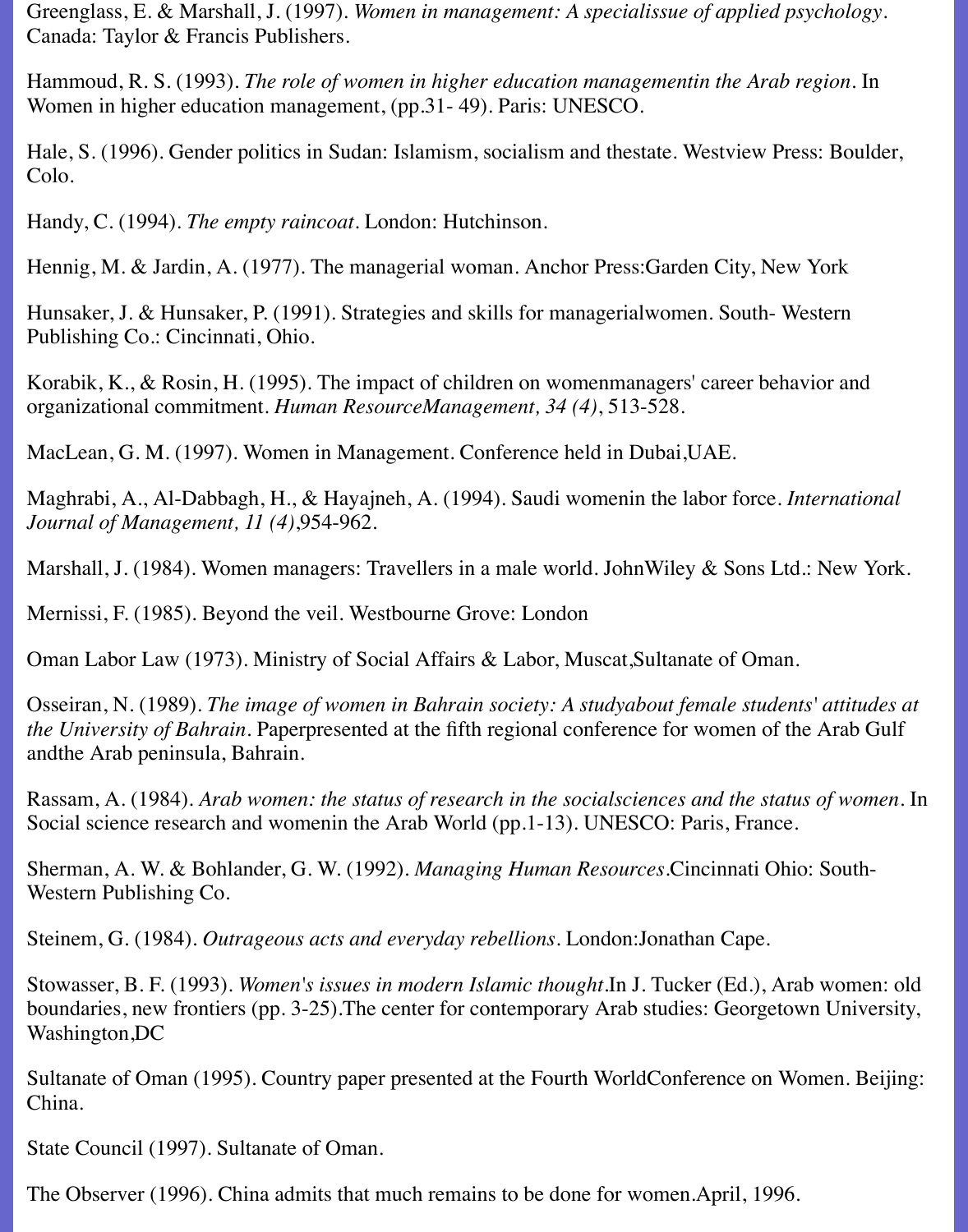Greenglass, E. & Marshall, J. (1997). *Women in management: A specialissue of applied psychology*. Canada: Taylor & Francis Publishers.

Hammoud, R. S. (1993). *The role of women in higher education managementin the Arab region*. In Women in higher education management, (pp.31- 49). Paris: UNESCO.

Hale, S. (1996). Gender politics in Sudan: Islamism, socialism and thestate. Westview Press: Boulder, Colo.

Handy, C. (1994). *The empty raincoat*. London: Hutchinson.

Hennig, M. & Jardin, A. (1977). The managerial woman. Anchor Press:Garden City, New York

Hunsaker, J. & Hunsaker, P. (1991). Strategies and skills for managerialwomen. South- Western Publishing Co.: Cincinnati, Ohio.

Korabik, K., & Rosin, H. (1995). The impact of children on womenmanagers' career behavior and organizational commitment. *Human ResourceManagement, 34 (4)*, 513-528.

MacLean, G. M. (1997). Women in Management. Conference held in Dubai,UAE.

Maghrabi, A., Al-Dabbagh, H., & Hayajneh, A. (1994). Saudi womenin the labor force. *International Journal of Management, 11 (4)*,954-962.

Marshall, J. (1984). Women managers: Travellers in a male world. JohnWiley & Sons Ltd.: New York.

Mernissi, F. (1985). Beyond the veil. Westbourne Grove: London

Oman Labor Law (1973). Ministry of Social Affairs & Labor, Muscat,Sultanate of Oman.

Osseiran, N. (1989). *The image of women in Bahrain society: A studyabout female students' attitudes at the University of Bahrain*. Paperpresented at the fifth regional conference for women of the Arab Gulf andthe Arab peninsula, Bahrain.

Rassam, A. (1984). *Arab women: the status of research in the socialsciences and the status of women*. In Social science research and womenin the Arab World (pp.1-13). UNESCO: Paris, France.

Sherman, A. W. & Bohlander, G. W. (1992). *Managing Human Resources*.Cincinnati Ohio: South-Western Publishing Co.

Steinem, G. (1984). *Outrageous acts and everyday rebellions*. London:Jonathan Cape.

Stowasser, B. F. (1993). *Women's issues in modern Islamic thought*.In J. Tucker (Ed.), Arab women: old boundaries, new frontiers (pp. 3-25).The center for contemporary Arab studies: Georgetown University, Washington,DC

Sultanate of Oman (1995). Country paper presented at the Fourth WorldConference on Women. Beijing: China.

State Council (1997). Sultanate of Oman.

The Observer (1996). China admits that much remains to be done for women.April, 1996.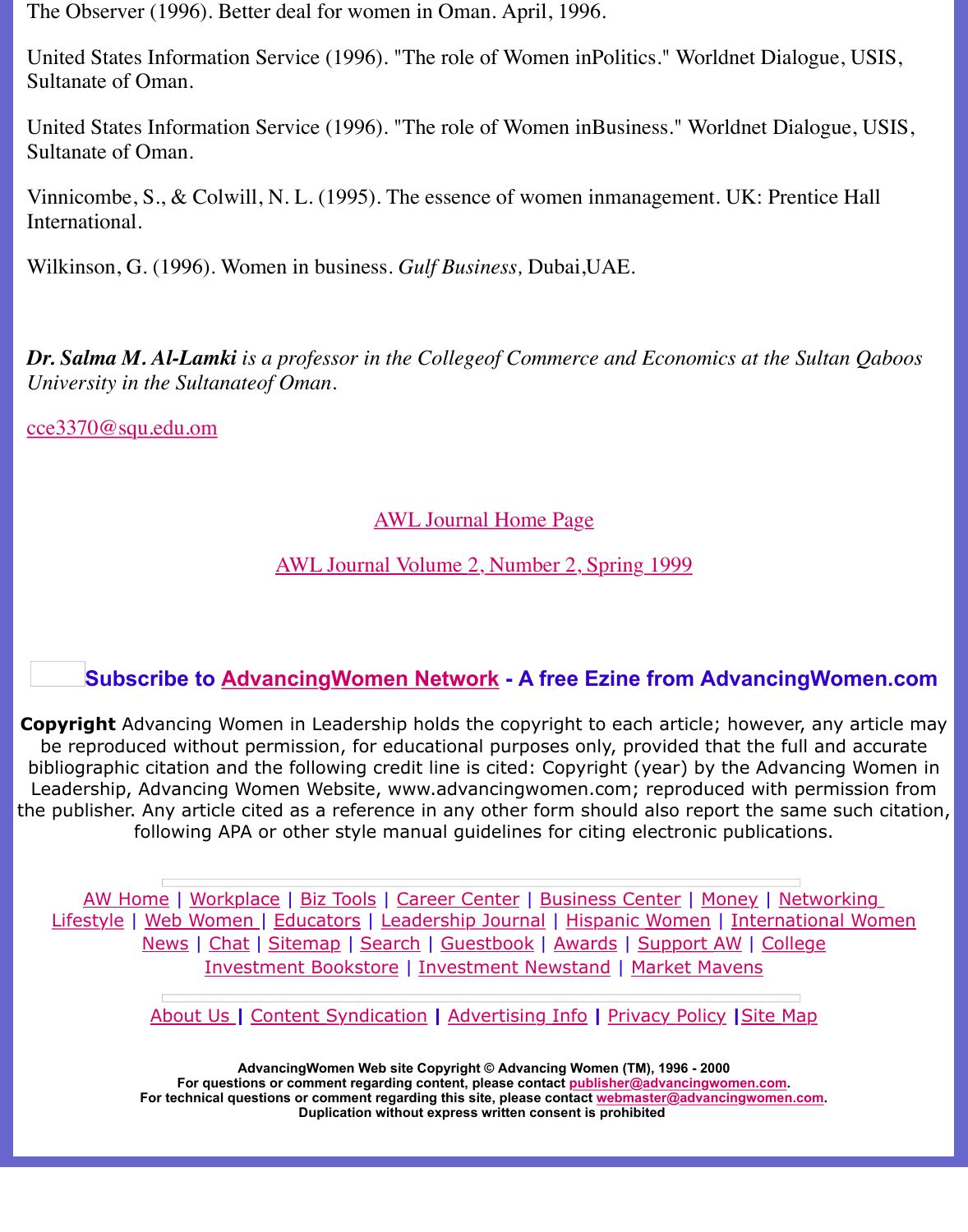The Observer (1996). Better deal for women in Oman. April, 1996.

United States Information Service (1996). "The role of Women inPolitics." Worldnet Dialogue, USIS, Sultanate of Oman.

United States Information Service (1996). "The role of Women inBusiness." Worldnet Dialogue, USIS, Sultanate of Oman.

Vinnicombe, S., & Colwill, N. L. (1995). The essence of women inmanagement. UK: Prentice Hall International.

Wilkinson, G. (1996). Women in business. *Gulf Business,* Dubai,UAE.

***Dr. Salma M. Al-Lamki*** *is a professor in the Collegeof Commerce and Economics at the Sultan Qaboos University in the Sultanateof Oman.*

cce3370@squ.edu.om

AWL Journal Home Page

AWL Journal Volume 2, Number 2, Spring 1999

**Subscribe to AdvancingWomen Network - A free Ezine from AdvancingWomen.com**

**Copyright** Advancing Women in Leadership holds the copyright to each article; however, any article may be reproduced without permission, for educational purposes only, provided that the full and accurate bibliographic citation and the following credit line is cited: Copyright (year) by the Advancing Women in Leadership, Advancing Women Website, www.advancingwomen.com; reproduced with permission from the publisher. Any article cited as a reference in any other form should also report the same such citation, following APA or other style manual guidelines for citing electronic publications.

AW Home | Workplace | Biz Tools | Career Center | Business Center | Money | Networking Lifestyle | Web Women | Educators | Leadership Journal | Hispanic Women | International Women News | Chat | Sitemap | Search | Guestbook | Awards | Support AW | College Investment Bookstore | Investment Newstand | Market Mavens

About Us | Content Syndication | Advertising Info | Privacy Policy | Site Map

**AdvancingWomen Web site Copyright © Advancing Women (TM), 1996 - 2000**
**For questions or comment regarding content, please contact publisher@advancingwomen.com.**
**For technical questions or comment regarding this site, please contact webmaster@advancingwomen.com.**
**Duplication without express written consent is prohibited**